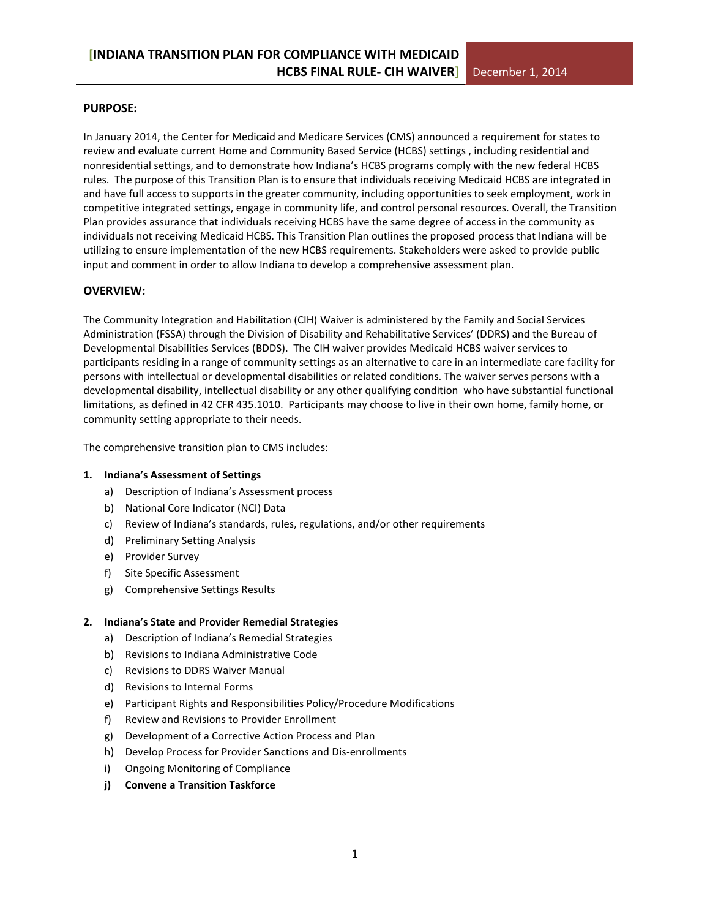## PURPOSE:

In January 2014, the Center for Medicaid and Medicare Services (CMS) announced a requirement for states to review and evaluate current Home and Community Based Service (HCBS) settings , including residential and nonresidential settings, and to demonstrate how Indiana's HCBS programs comply with the new federal HCBS rules. The purpose of this Transition Plan is to ensure that individuals receiving Medicaid HCBS are integrated in and have full access to supports in the greater community, including opportunities to seek employment, work in competitive integrated settings, engage in community life, and control personal resources. Overall, the Transition Plan provides assurance that individuals receiving HCBS have the same degree of access in the community as individuals not receiving Medicaid HCBS. This Transition Plan outlines the proposed process that Indiana will be utilizing to ensure implementation of the new HCBS requirements. Stakeholders were asked to provide public input and comment in order to allow Indiana to develop a comprehensive assessment plan.

## OVERVIEW:

The Community Integration and Habilitation (CIH) Waiver is administered by the Family and Social Services Administration (FSSA) through the Division of Disability and Rehabilitative Services' (DDRS) and the Bureau of Developmental Disabilities Services (BDDS). The CIH waiver provides Medicaid HCBS waiver services to participants residing in a range of community settings as an alternative to care in an intermediate care facility for persons with intellectual or developmental disabilities or related conditions. The waiver serves persons with a developmental disability, intellectual disability or any other qualifying condition who have substantial functional limitations, as defined in 42 CFR 435.1010. Participants may choose to live in their own home, family home, or community setting appropriate to their needs.

The comprehensive transition plan to CMS includes:

1. **Indiana's Assessment of Settings**
   a) Description of Indiana's Assessment process
   b) National Core Indicator (NCI) Data
   c) Review of Indiana's standards, rules, regulations, and/or other requirements
   d) Preliminary Setting Analysis
   e) Provider Survey
   f) Site Specific Assessment
   g) Comprehensive Settings Results

2. **Indiana's State and Provider Remedial Strategies**
   a) Description of Indiana's Remedial Strategies
   b) Revisions to Indiana Administrative Code
   c) Revisions to DDRS Waiver Manual
   d) Revisions to Internal Forms
   e) Participant Rights and Responsibilities Policy/Procedure Modifications
   f) Review and Revisions to Provider Enrollment
   g) Development of a Corrective Action Process and Plan
   h) Develop Process for Provider Sanctions and Dis-enrollments
   i) Ongoing Monitoring of Compliance
   **j) Convene a Transition Taskforce**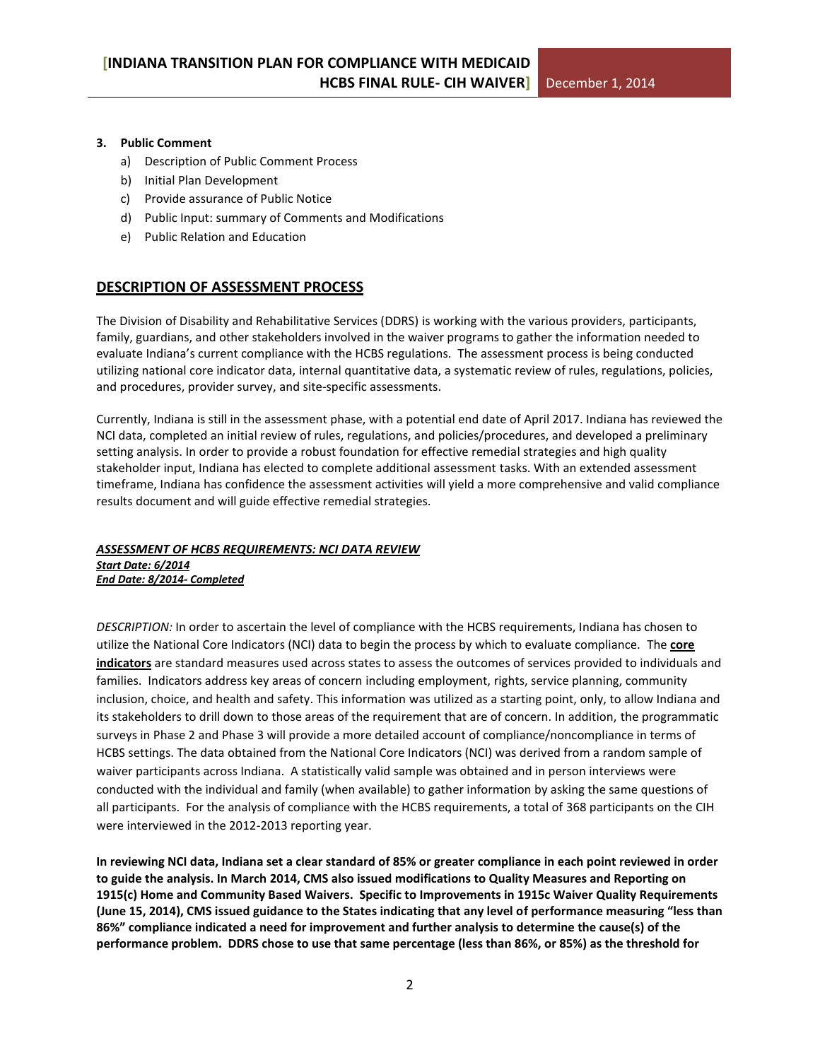3. **Public Comment**
   a) Description of Public Comment Process
   b) Initial Plan Development
   c) Provide assurance of Public Notice
   d) Public Input: summary of Comments and Modifications
   e) Public Relation and Education

## DESCRIPTION OF ASSESSMENT PROCESS

The Division of Disability and Rehabilitative Services (DDRS) is working with the various providers, participants, family, guardians, and other stakeholders involved in the waiver programs to gather the information needed to evaluate Indiana's current compliance with the HCBS regulations. The assessment process is being conducted utilizing national core indicator data, internal quantitative data, a systematic review of rules, regulations, policies, and procedures, provider survey, and site-specific assessments.

Currently, Indiana is still in the assessment phase, with a potential end date of April 2017. Indiana has reviewed the NCI data, completed an initial review of rules, regulations, and policies/procedures, and developed a preliminary setting analysis. In order to provide a robust foundation for effective remedial strategies and high quality stakeholder input, Indiana has elected to complete additional assessment tasks. With an extended assessment timeframe, Indiana has confidence the assessment activities will yield a more comprehensive and valid compliance results document and will guide effective remedial strategies.

### *ASSESSMENT OF HCBS REQUIREMENTS: NCI DATA REVIEW*

***Start Date: 6/2014***
***End Date: 8/2014- Completed***

*DESCRIPTION:* In order to ascertain the level of compliance with the HCBS requirements, Indiana has chosen to utilize the National Core Indicators (NCI) data to begin the process by which to evaluate compliance. The **core indicators** are standard measures used across states to assess the outcomes of services provided to individuals and families. Indicators address key areas of concern including employment, rights, service planning, community inclusion, choice, and health and safety. This information was utilized as a starting point, only, to allow Indiana and its stakeholders to drill down to those areas of the requirement that are of concern. In addition, the programmatic surveys in Phase 2 and Phase 3 will provide a more detailed account of compliance/noncompliance in terms of HCBS settings. The data obtained from the National Core Indicators (NCI) was derived from a random sample of waiver participants across Indiana. A statistically valid sample was obtained and in person interviews were conducted with the individual and family (when available) to gather information by asking the same questions of all participants. For the analysis of compliance with the HCBS requirements, a total of 368 participants on the CIH were interviewed in the 2012-2013 reporting year.

**In reviewing NCI data, Indiana set a clear standard of 85% or greater compliance in each point reviewed in order to guide the analysis. In March 2014, CMS also issued modifications to Quality Measures and Reporting on 1915(c) Home and Community Based Waivers. Specific to Improvements in 1915c Waiver Quality Requirements (June 15, 2014), CMS issued guidance to the States indicating that any level of performance measuring "less than 86%" compliance indicated a need for improvement and further analysis to determine the cause(s) of the performance problem. DDRS chose to use that same percentage (less than 86%, or 85%) as the threshold for**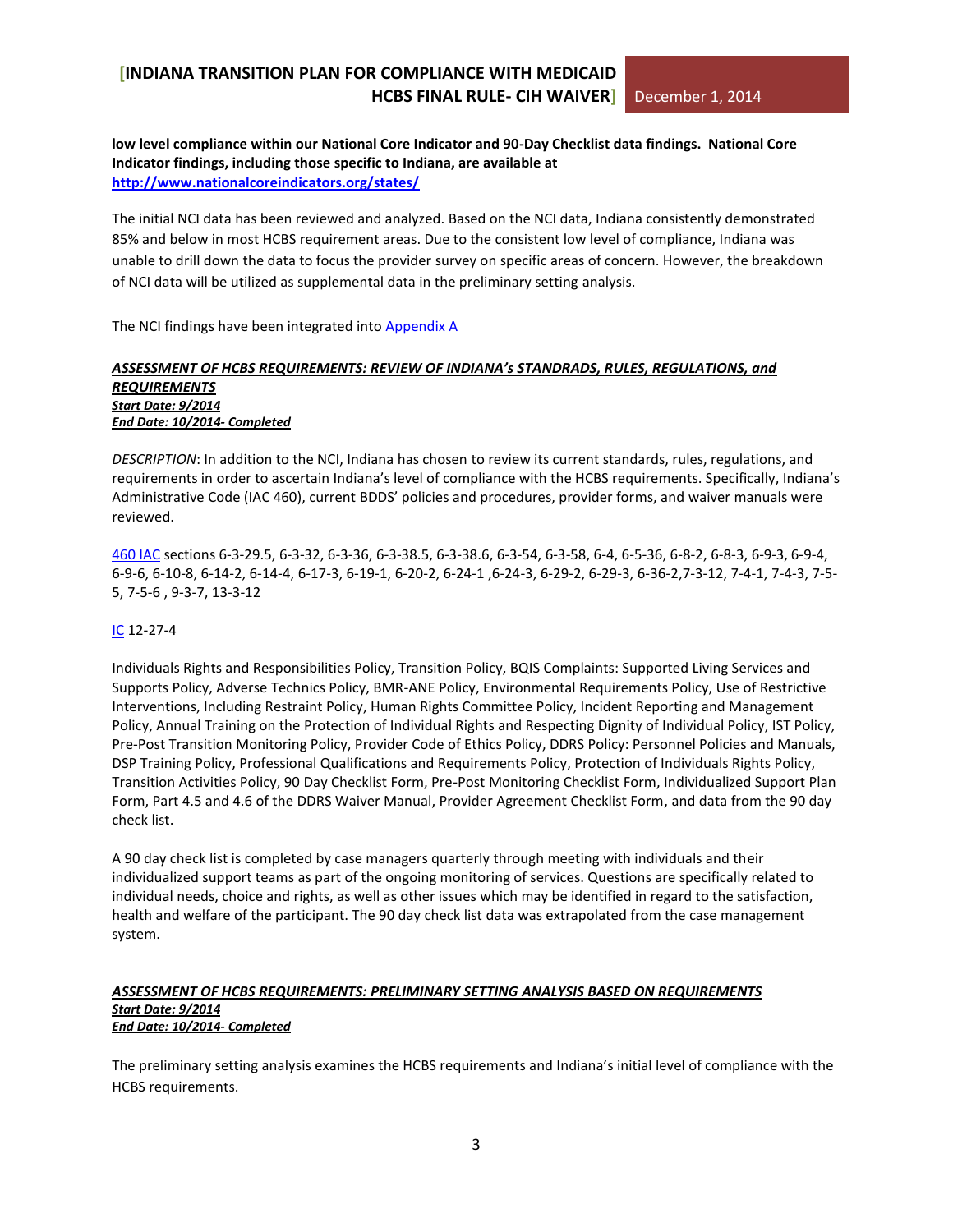**low level compliance within our National Core Indicator and 90-Day Checklist data findings. National Core Indicator findings, including those specific to Indiana, are available at http://www.nationalcoreindicators.org/states/**

The initial NCI data has been reviewed and analyzed. Based on the NCI data, Indiana consistently demonstrated 85% and below in most HCBS requirement areas. Due to the consistent low level of compliance, Indiana was unable to drill down the data to focus the provider survey on specific areas of concern. However, the breakdown of NCI data will be utilized as supplemental data in the preliminary setting analysis.

The NCI findings have been integrated into Appendix A

***ASSESSMENT OF HCBS REQUIREMENTS: REVIEW OF INDIANA's STANDRADS, RULES, REGULATIONS, and REQUIREMENTS***
***Start Date: 9/2014***
***End Date: 10/2014- Completed***

*DESCRIPTION*: In addition to the NCI, Indiana has chosen to review its current standards, rules, regulations, and requirements in order to ascertain Indiana's level of compliance with the HCBS requirements. Specifically, Indiana's Administrative Code (IAC 460), current BDDS' policies and procedures, provider forms, and waiver manuals were reviewed.

460 IAC sections 6-3-29.5, 6-3-32, 6-3-36, 6-3-38.5, 6-3-38.6, 6-3-54, 6-3-58, 6-4, 6-5-36, 6-8-2, 6-8-3, 6-9-3, 6-9-4, 6-9-6, 6-10-8, 6-14-2, 6-14-4, 6-17-3, 6-19-1, 6-20-2, 6-24-1 ,6-24-3, 6-29-2, 6-29-3, 6-36-2,7-3-12, 7-4-1, 7-4-3, 7-5-5, 7-5-6 , 9-3-7, 13-3-12

IC 12-27-4

Individuals Rights and Responsibilities Policy, Transition Policy, BQIS Complaints: Supported Living Services and Supports Policy, Adverse Technics Policy, BMR-ANE Policy, Environmental Requirements Policy, Use of Restrictive Interventions, Including Restraint Policy, Human Rights Committee Policy, Incident Reporting and Management Policy, Annual Training on the Protection of Individual Rights and Respecting Dignity of Individual Policy, IST Policy, Pre-Post Transition Monitoring Policy, Provider Code of Ethics Policy, DDRS Policy: Personnel Policies and Manuals, DSP Training Policy, Professional Qualifications and Requirements Policy, Protection of Individuals Rights Policy, Transition Activities Policy, 90 Day Checklist Form, Pre-Post Monitoring Checklist Form, Individualized Support Plan Form, Part 4.5 and 4.6 of the DDRS Waiver Manual, Provider Agreement Checklist Form, and data from the 90 day check list.

A 90 day check list is completed by case managers quarterly through meeting with individuals and their individualized support teams as part of the ongoing monitoring of services. Questions are specifically related to individual needs, choice and rights, as well as other issues which may be identified in regard to the satisfaction, health and welfare of the participant. The 90 day check list data was extrapolated from the case management system.

***ASSESSMENT OF HCBS REQUIREMENTS: PRELIMINARY SETTING ANALYSIS BASED ON REQUIREMENTS***
***Start Date: 9/2014***
***End Date: 10/2014- Completed***

The preliminary setting analysis examines the HCBS requirements and Indiana's initial level of compliance with the HCBS requirements.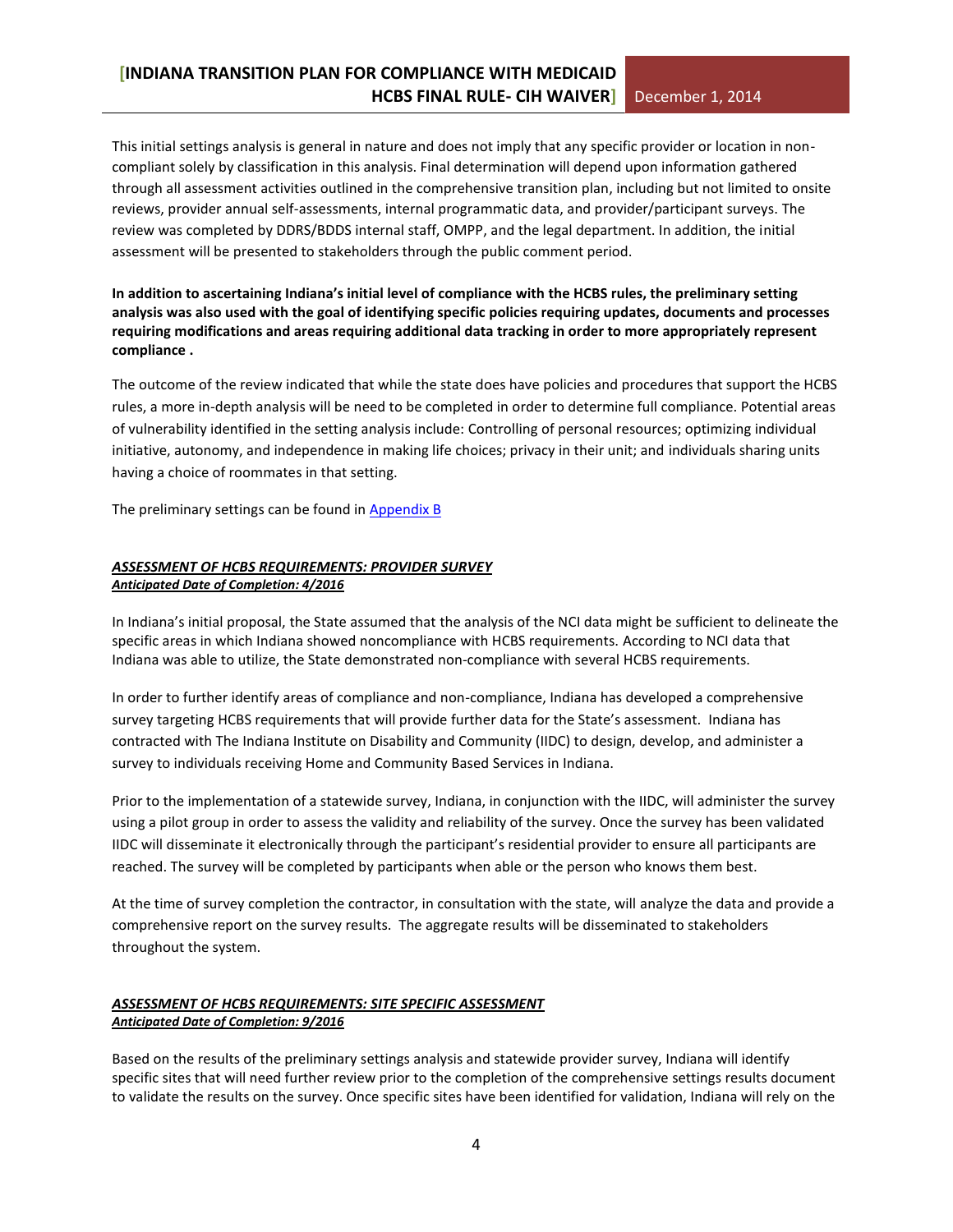This initial settings analysis is general in nature and does not imply that any specific provider or location in non-compliant solely by classification in this analysis. Final determination will depend upon information gathered through all assessment activities outlined in the comprehensive transition plan, including but not limited to onsite reviews, provider annual self-assessments, internal programmatic data, and provider/participant surveys. The review was completed by DDRS/BDDS internal staff, OMPP, and the legal department. In addition, the initial assessment will be presented to stakeholders through the public comment period.

**In addition to ascertaining Indiana's initial level of compliance with the HCBS rules, the preliminary setting analysis was also used with the goal of identifying specific policies requiring updates, documents and processes requiring modifications and areas requiring additional data tracking in order to more appropriately represent compliance .**

The outcome of the review indicated that while the state does have policies and procedures that support the HCBS rules, a more in-depth analysis will be need to be completed in order to determine full compliance. Potential areas of vulnerability identified in the setting analysis include: Controlling of personal resources; optimizing individual initiative, autonomy, and independence in making life choices; privacy in their unit; and individuals sharing units having a choice of roommates in that setting.

The preliminary settings can be found in Appendix B

***ASSESSMENT OF HCBS REQUIREMENTS: PROVIDER SURVEY***
***Anticipated Date of Completion: 4/2016***

In Indiana's initial proposal, the State assumed that the analysis of the NCI data might be sufficient to delineate the specific areas in which Indiana showed noncompliance with HCBS requirements. According to NCI data that Indiana was able to utilize, the State demonstrated non-compliance with several HCBS requirements.

In order to further identify areas of compliance and non-compliance, Indiana has developed a comprehensive survey targeting HCBS requirements that will provide further data for the State's assessment. Indiana has contracted with The Indiana Institute on Disability and Community (IIDC) to design, develop, and administer a survey to individuals receiving Home and Community Based Services in Indiana.

Prior to the implementation of a statewide survey, Indiana, in conjunction with the IIDC, will administer the survey using a pilot group in order to assess the validity and reliability of the survey. Once the survey has been validated IIDC will disseminate it electronically through the participant's residential provider to ensure all participants are reached. The survey will be completed by participants when able or the person who knows them best.

At the time of survey completion the contractor, in consultation with the state, will analyze the data and provide a comprehensive report on the survey results. The aggregate results will be disseminated to stakeholders throughout the system.

***ASSESSMENT OF HCBS REQUIREMENTS: SITE SPECIFIC ASSESSMENT***
***Anticipated Date of Completion: 9/2016***

Based on the results of the preliminary settings analysis and statewide provider survey, Indiana will identify specific sites that will need further review prior to the completion of the comprehensive settings results document to validate the results on the survey. Once specific sites have been identified for validation, Indiana will rely on the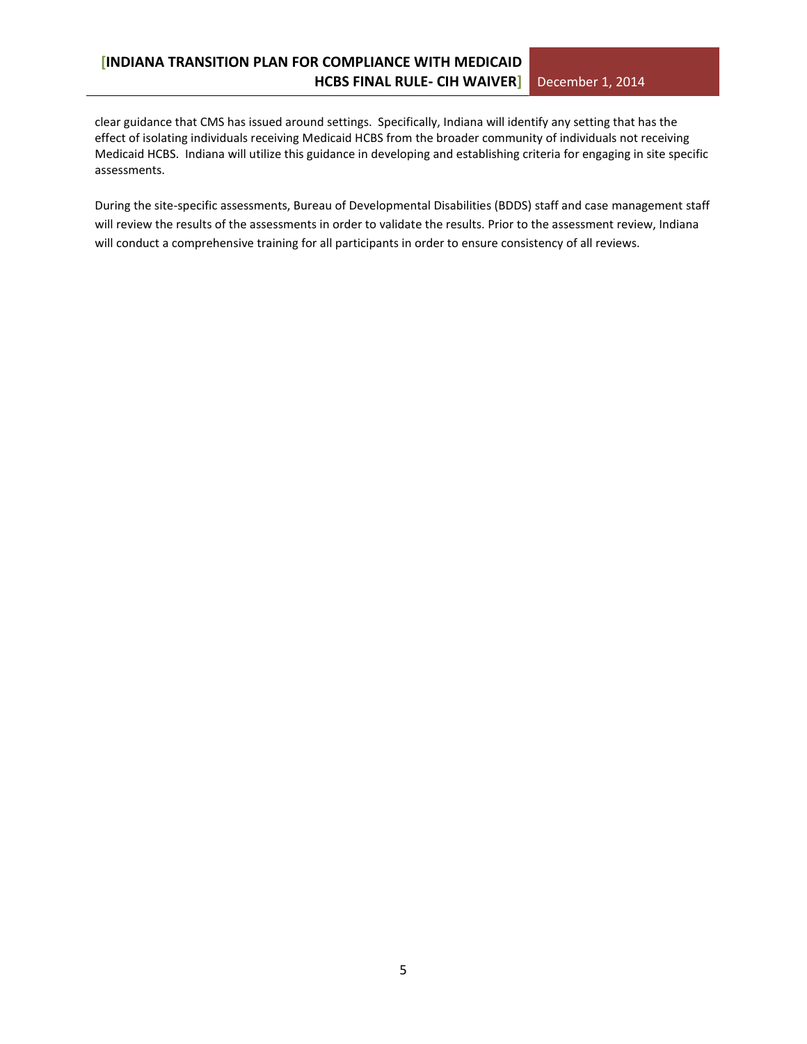clear guidance that CMS has issued around settings. Specifically, Indiana will identify any setting that has the effect of isolating individuals receiving Medicaid HCBS from the broader community of individuals not receiving Medicaid HCBS. Indiana will utilize this guidance in developing and establishing criteria for engaging in site specific assessments.

During the site-specific assessments, Bureau of Developmental Disabilities (BDDS) staff and case management staff will review the results of the assessments in order to validate the results. Prior to the assessment review, Indiana will conduct a comprehensive training for all participants in order to ensure consistency of all reviews.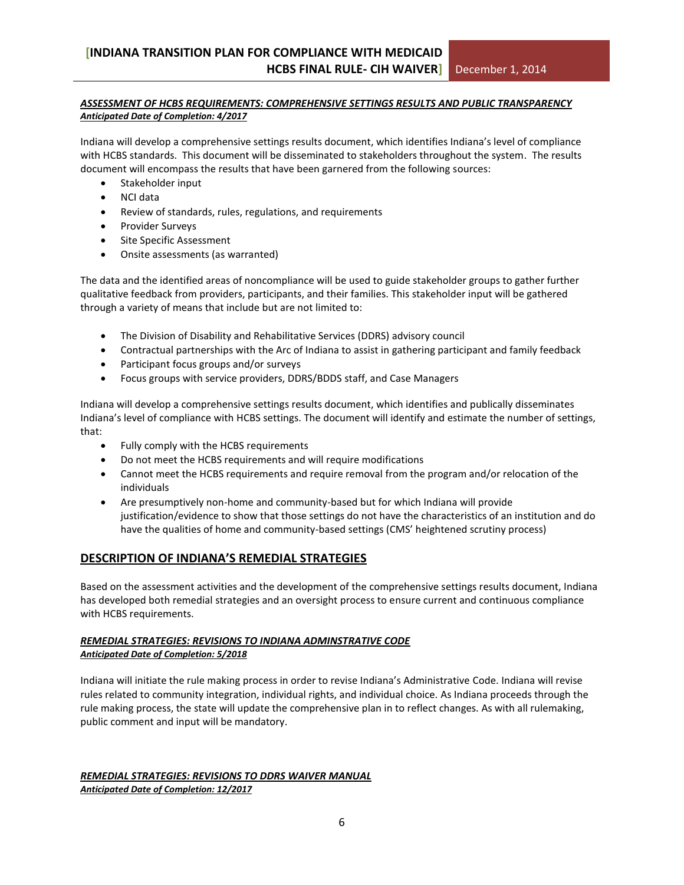***ASSESSMENT OF HCBS REQUIREMENTS: COMPREHENSIVE SETTINGS RESULTS AND PUBLIC TRANSPARENCY***
***Anticipated Date of Completion: 4/2017***

Indiana will develop a comprehensive settings results document, which identifies Indiana's level of compliance with HCBS standards. This document will be disseminated to stakeholders throughout the system. The results document will encompass the results that have been garnered from the following sources:

- Stakeholder input
- NCI data
- Review of standards, rules, regulations, and requirements
- Provider Surveys
- Site Specific Assessment
- Onsite assessments (as warranted)

The data and the identified areas of noncompliance will be used to guide stakeholder groups to gather further qualitative feedback from providers, participants, and their families. This stakeholder input will be gathered through a variety of means that include but are not limited to:

- The Division of Disability and Rehabilitative Services (DDRS) advisory council
- Contractual partnerships with the Arc of Indiana to assist in gathering participant and family feedback
- Participant focus groups and/or surveys
- Focus groups with service providers, DDRS/BDDS staff, and Case Managers

Indiana will develop a comprehensive settings results document, which identifies and publically disseminates Indiana's level of compliance with HCBS settings. The document will identify and estimate the number of settings, that:

- Fully comply with the HCBS requirements
- Do not meet the HCBS requirements and will require modifications
- Cannot meet the HCBS requirements and require removal from the program and/or relocation of the individuals
- Are presumptively non-home and community-based but for which Indiana will provide justification/evidence to show that those settings do not have the characteristics of an institution and do have the qualities of home and community-based settings (CMS' heightened scrutiny process)

## DESCRIPTION OF INDIANA'S REMEDIAL STRATEGIES

Based on the assessment activities and the development of the comprehensive settings results document, Indiana has developed both remedial strategies and an oversight process to ensure current and continuous compliance with HCBS requirements.

***REMEDIAL STRATEGIES: REVISIONS TO INDIANA ADMINSTRATIVE CODE***
***Anticipated Date of Completion: 5/2018***

Indiana will initiate the rule making process in order to revise Indiana's Administrative Code. Indiana will revise rules related to community integration, individual rights, and individual choice. As Indiana proceeds through the rule making process, the state will update the comprehensive plan in to reflect changes. As with all rulemaking, public comment and input will be mandatory.

***REMEDIAL STRATEGIES: REVISIONS TO DDRS WAIVER MANUAL***
***Anticipated Date of Completion: 12/2017***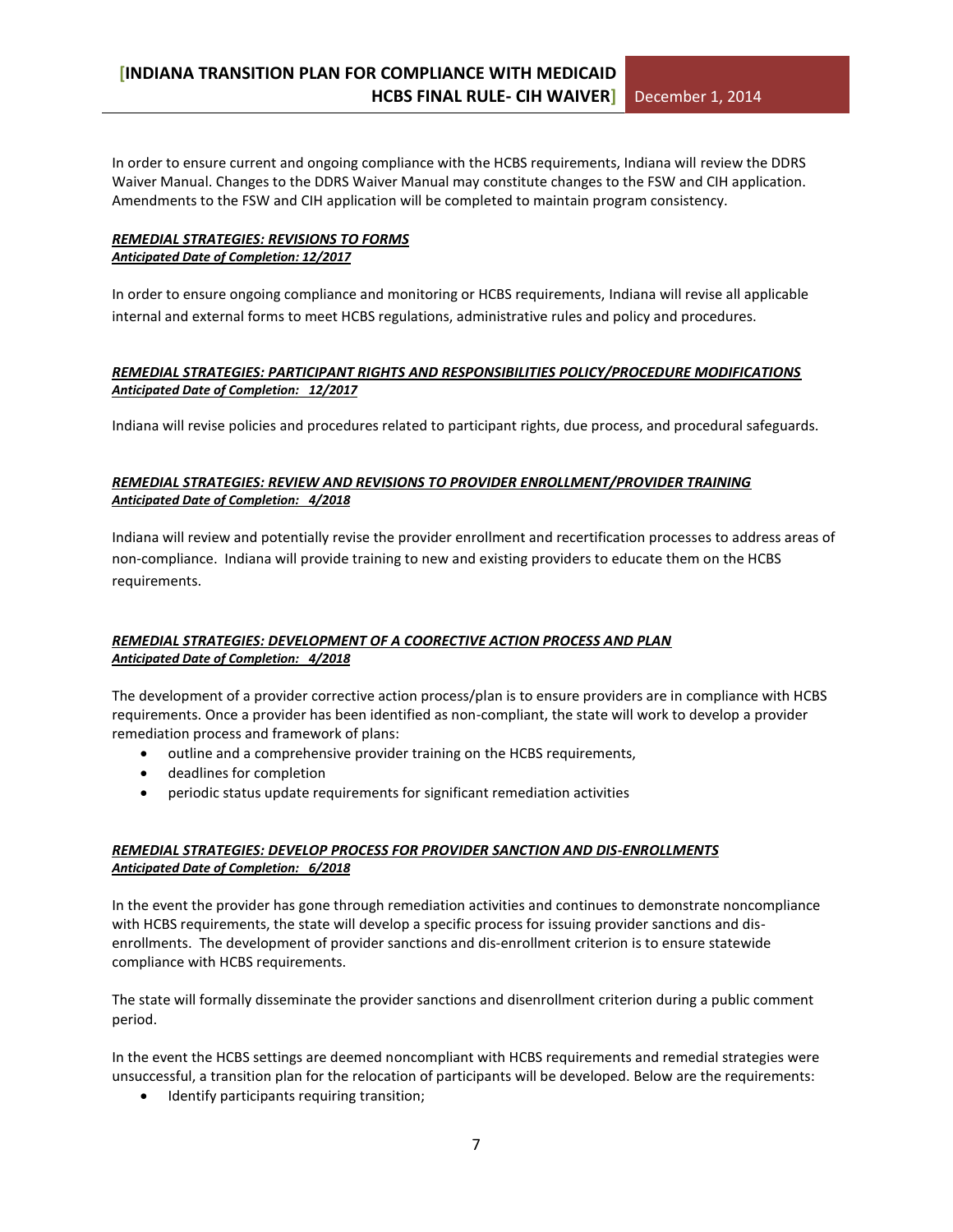In order to ensure current and ongoing compliance with the HCBS requirements, Indiana will review the DDRS Waiver Manual. Changes to the DDRS Waiver Manual may constitute changes to the FSW and CIH application. Amendments to the FSW and CIH application will be completed to maintain program consistency.

***REMEDIAL STRATEGIES: REVISIONS TO FORMS***
***Anticipated Date of Completion: 12/2017***

In order to ensure ongoing compliance and monitoring or HCBS requirements, Indiana will revise all applicable internal and external forms to meet HCBS regulations, administrative rules and policy and procedures.

***REMEDIAL STRATEGIES: PARTICIPANT RIGHTS AND RESPONSIBILITIES POLICY/PROCEDURE MODIFICATIONS***
***Anticipated Date of Completion: 12/2017***

Indiana will revise policies and procedures related to participant rights, due process, and procedural safeguards.

***REMEDIAL STRATEGIES: REVIEW AND REVISIONS TO PROVIDER ENROLLMENT/PROVIDER TRAINING***
***Anticipated Date of Completion: 4/2018***

Indiana will review and potentially revise the provider enrollment and recertification processes to address areas of non-compliance. Indiana will provide training to new and existing providers to educate them on the HCBS requirements.

***REMEDIAL STRATEGIES: DEVELOPMENT OF A COORECTIVE ACTION PROCESS AND PLAN***
***Anticipated Date of Completion: 4/2018***

The development of a provider corrective action process/plan is to ensure providers are in compliance with HCBS requirements. Once a provider has been identified as non-compliant, the state will work to develop a provider remediation process and framework of plans:

- outline and a comprehensive provider training on the HCBS requirements,
- deadlines for completion
- periodic status update requirements for significant remediation activities

***REMEDIAL STRATEGIES: DEVELOP PROCESS FOR PROVIDER SANCTION AND DIS-ENROLLMENTS***
***Anticipated Date of Completion: 6/2018***

In the event the provider has gone through remediation activities and continues to demonstrate noncompliance with HCBS requirements, the state will develop a specific process for issuing provider sanctions and dis-enrollments. The development of provider sanctions and dis-enrollment criterion is to ensure statewide compliance with HCBS requirements.

The state will formally disseminate the provider sanctions and disenrollment criterion during a public comment period.

In the event the HCBS settings are deemed noncompliant with HCBS requirements and remedial strategies were unsuccessful, a transition plan for the relocation of participants will be developed. Below are the requirements:

- Identify participants requiring transition;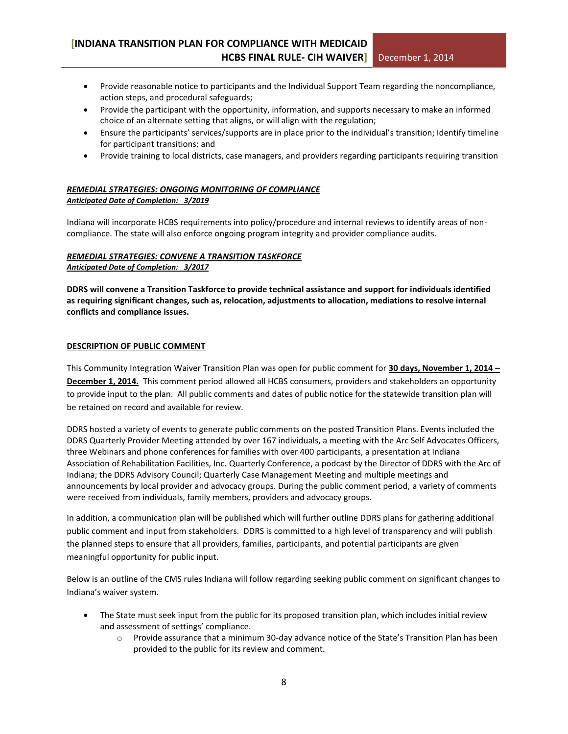- Provide reasonable notice to participants and the Individual Support Team regarding the noncompliance, action steps, and procedural safeguards;
- Provide the participant with the opportunity, information, and supports necessary to make an informed choice of an alternate setting that aligns, or will align with the regulation;
- Ensure the participants' services/supports are in place prior to the individual's transition; Identify timeline for participant transitions; and
- Provide training to local districts, case managers, and providers regarding participants requiring transition

***REMEDIAL STRATEGIES: ONGOING MONITORING OF COMPLIANCE***
***Anticipated Date of Completion: 3/2019***

Indiana will incorporate HCBS requirements into policy/procedure and internal reviews to identify areas of non-compliance. The state will also enforce ongoing program integrity and provider compliance audits.

***REMEDIAL STRATEGIES: CONVENE A TRANSITION TASKFORCE***
***Anticipated Date of Completion: 3/2017***

**DDRS will convene a Transition Taskforce to provide technical assistance and support for individuals identified as requiring significant changes, such as, relocation, adjustments to allocation, mediations to resolve internal conflicts and compliance issues.**

**DESCRIPTION OF PUBLIC COMMENT**

This Community Integration Waiver Transition Plan was open for public comment for **30 days, November 1, 2014 – December 1, 2014.** This comment period allowed all HCBS consumers, providers and stakeholders an opportunity to provide input to the plan. All public comments and dates of public notice for the statewide transition plan will be retained on record and available for review.

DDRS hosted a variety of events to generate public comments on the posted Transition Plans. Events included the DDRS Quarterly Provider Meeting attended by over 167 individuals, a meeting with the Arc Self Advocates Officers, three Webinars and phone conferences for families with over 400 participants, a presentation at Indiana Association of Rehabilitation Facilities, Inc. Quarterly Conference, a podcast by the Director of DDRS with the Arc of Indiana; the DDRS Advisory Council; Quarterly Case Management Meeting and multiple meetings and announcements by local provider and advocacy groups. During the public comment period, a variety of comments were received from individuals, family members, providers and advocacy groups.

In addition, a communication plan will be published which will further outline DDRS plans for gathering additional public comment and input from stakeholders. DDRS is committed to a high level of transparency and will publish the planned steps to ensure that all providers, families, participants, and potential participants are given meaningful opportunity for public input.

Below is an outline of the CMS rules Indiana will follow regarding seeking public comment on significant changes to Indiana's waiver system.

- The State must seek input from the public for its proposed transition plan, which includes initial review and assessment of settings' compliance.
  - Provide assurance that a minimum 30-day advance notice of the State's Transition Plan has been provided to the public for its review and comment.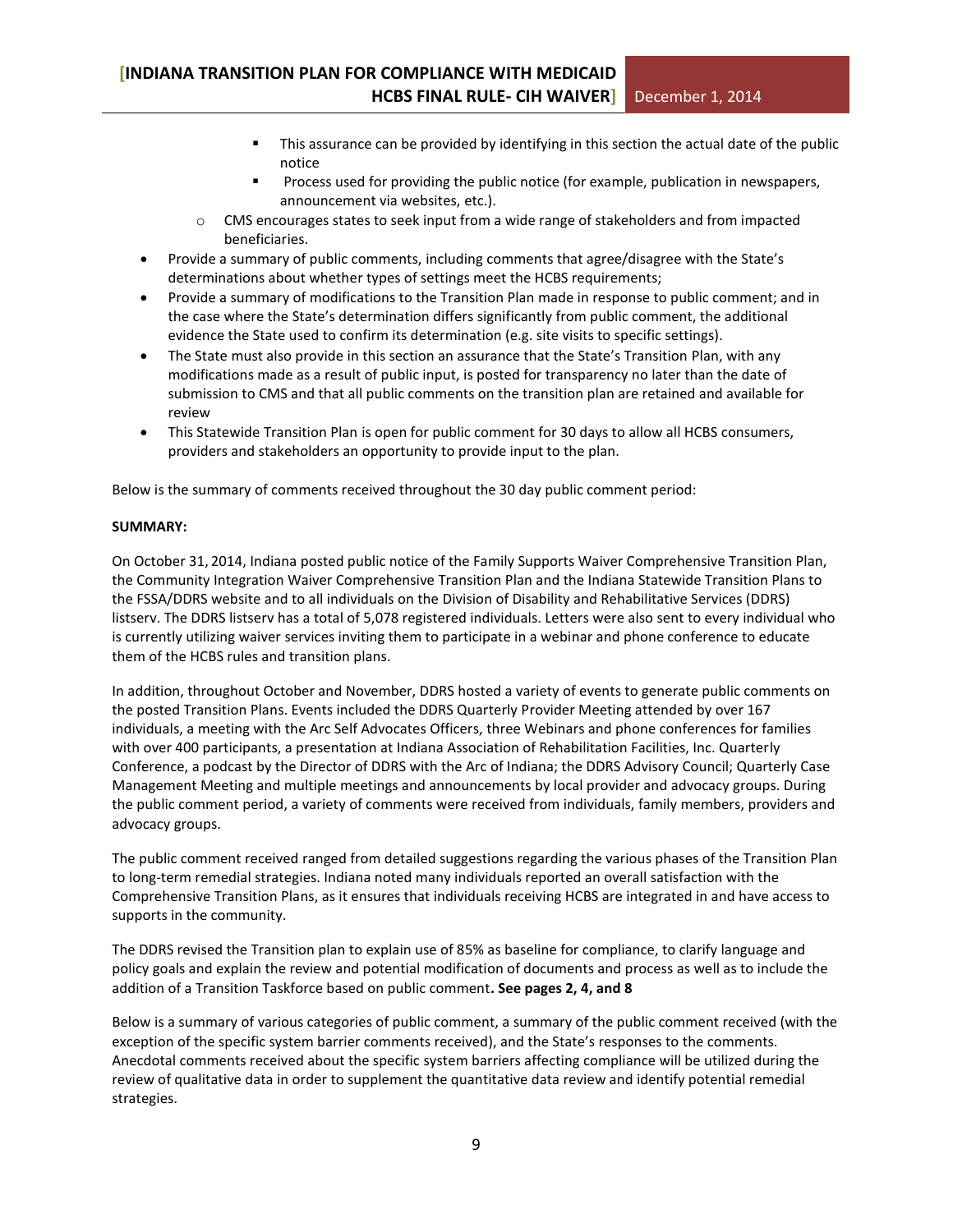- This assurance can be provided by identifying in this section the actual date of the public notice
        - Process used for providing the public notice (for example, publication in newspapers, announcement via websites, etc.).
    - CMS encourages states to seek input from a wide range of stakeholders and from impacted beneficiaries.
- Provide a summary of public comments, including comments that agree/disagree with the State's determinations about whether types of settings meet the HCBS requirements;
- Provide a summary of modifications to the Transition Plan made in response to public comment; and in the case where the State's determination differs significantly from public comment, the additional evidence the State used to confirm its determination (e.g. site visits to specific settings).
- The State must also provide in this section an assurance that the State's Transition Plan, with any modifications made as a result of public input, is posted for transparency no later than the date of submission to CMS and that all public comments on the transition plan are retained and available for review
- This Statewide Transition Plan is open for public comment for 30 days to allow all HCBS consumers, providers and stakeholders an opportunity to provide input to the plan.

Below is the summary of comments received throughout the 30 day public comment period:

**SUMMARY:**

On October 31, 2014, Indiana posted public notice of the Family Supports Waiver Comprehensive Transition Plan, the Community Integration Waiver Comprehensive Transition Plan and the Indiana Statewide Transition Plans to the FSSA/DDRS website and to all individuals on the Division of Disability and Rehabilitative Services (DDRS) listserv. The DDRS listserv has a total of 5,078 registered individuals. Letters were also sent to every individual who is currently utilizing waiver services inviting them to participate in a webinar and phone conference to educate them of the HCBS rules and transition plans.

In addition, throughout October and November, DDRS hosted a variety of events to generate public comments on the posted Transition Plans. Events included the DDRS Quarterly Provider Meeting attended by over 167 individuals, a meeting with the Arc Self Advocates Officers, three Webinars and phone conferences for families with over 400 participants, a presentation at Indiana Association of Rehabilitation Facilities, Inc. Quarterly Conference, a podcast by the Director of DDRS with the Arc of Indiana; the DDRS Advisory Council; Quarterly Case Management Meeting and multiple meetings and announcements by local provider and advocacy groups. During the public comment period, a variety of comments were received from individuals, family members, providers and advocacy groups.

The public comment received ranged from detailed suggestions regarding the various phases of the Transition Plan to long-term remedial strategies. Indiana noted many individuals reported an overall satisfaction with the Comprehensive Transition Plans, as it ensures that individuals receiving HCBS are integrated in and have access to supports in the community.

The DDRS revised the Transition plan to explain use of 85% as baseline for compliance, to clarify language and policy goals and explain the review and potential modification of documents and process as well as to include the addition of a Transition Taskforce based on public comment**. See pages 2, 4, and 8**

Below is a summary of various categories of public comment, a summary of the public comment received (with the exception of the specific system barrier comments received), and the State's responses to the comments. Anecdotal comments received about the specific system barriers affecting compliance will be utilized during the review of qualitative data in order to supplement the quantitative data review and identify potential remedial strategies.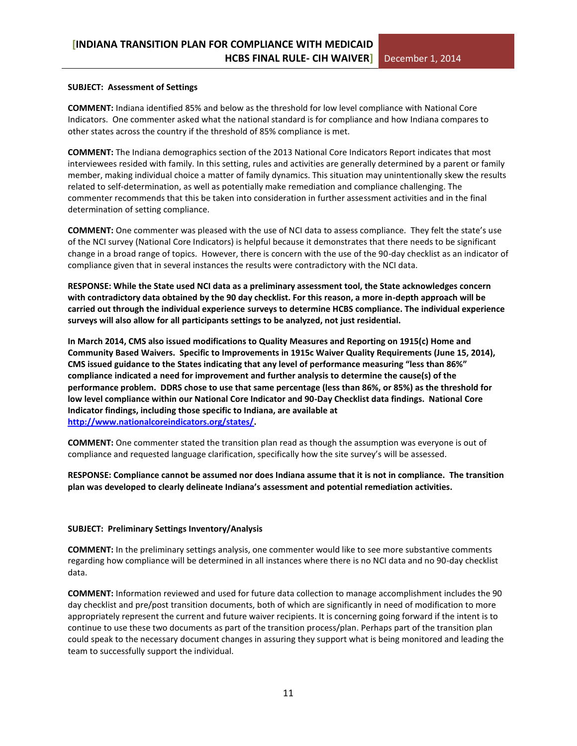**SUBJECT: Assessment of Settings**

**COMMENT:** Indiana identified 85% and below as the threshold for low level compliance with National Core Indicators. One commenter asked what the national standard is for compliance and how Indiana compares to other states across the country if the threshold of 85% compliance is met.

**COMMENT:** The Indiana demographics section of the 2013 National Core Indicators Report indicates that most interviewees resided with family. In this setting, rules and activities are generally determined by a parent or family member, making individual choice a matter of family dynamics. This situation may unintentionally skew the results related to self-determination, as well as potentially make remediation and compliance challenging. The commenter recommends that this be taken into consideration in further assessment activities and in the final determination of setting compliance.

**COMMENT:** One commenter was pleased with the use of NCI data to assess compliance. They felt the state's use of the NCI survey (National Core Indicators) is helpful because it demonstrates that there needs to be significant change in a broad range of topics. However, there is concern with the use of the 90-day checklist as an indicator of compliance given that in several instances the results were contradictory with the NCI data.

**RESPONSE: While the State used NCI data as a preliminary assessment tool, the State acknowledges concern with contradictory data obtained by the 90 day checklist. For this reason, a more in-depth approach will be carried out through the individual experience surveys to determine HCBS compliance. The individual experience surveys will also allow for all participants settings to be analyzed, not just residential.**

**In March 2014, CMS also issued modifications to Quality Measures and Reporting on 1915(c) Home and Community Based Waivers. Specific to Improvements in 1915c Waiver Quality Requirements (June 15, 2014), CMS issued guidance to the States indicating that any level of performance measuring "less than 86%" compliance indicated a need for improvement and further analysis to determine the cause(s) of the performance problem. DDRS chose to use that same percentage (less than 86%, or 85%) as the threshold for low level compliance within our National Core Indicator and 90-Day Checklist data findings. National Core Indicator findings, including those specific to Indiana, are available at [http://www.nationalcoreindicators.org/states/](http://www.nationalcoreindicators.org/states/).**

**COMMENT:** One commenter stated the transition plan read as though the assumption was everyone is out of compliance and requested language clarification, specifically how the site survey's will be assessed.

**RESPONSE: Compliance cannot be assumed nor does Indiana assume that it is not in compliance. The transition plan was developed to clearly delineate Indiana's assessment and potential remediation activities.**

**SUBJECT: Preliminary Settings Inventory/Analysis**

**COMMENT:** In the preliminary settings analysis, one commenter would like to see more substantive comments regarding how compliance will be determined in all instances where there is no NCI data and no 90-day checklist data.

**COMMENT:** Information reviewed and used for future data collection to manage accomplishment includes the 90 day checklist and pre/post transition documents, both of which are significantly in need of modification to more appropriately represent the current and future waiver recipients. It is concerning going forward if the intent is to continue to use these two documents as part of the transition process/plan. Perhaps part of the transition plan could speak to the necessary document changes in assuring they support what is being monitored and leading the team to successfully support the individual.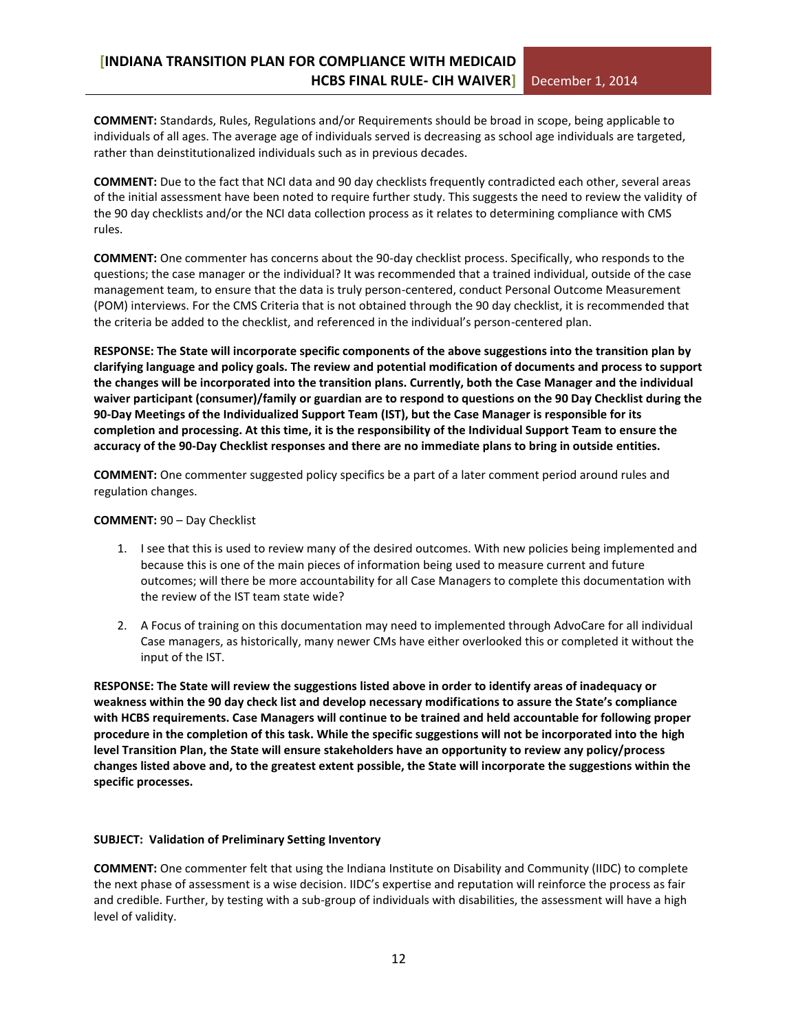**COMMENT:** Standards, Rules, Regulations and/or Requirements should be broad in scope, being applicable to individuals of all ages. The average age of individuals served is decreasing as school age individuals are targeted, rather than deinstitutionalized individuals such as in previous decades.

**COMMENT:** Due to the fact that NCI data and 90 day checklists frequently contradicted each other, several areas of the initial assessment have been noted to require further study. This suggests the need to review the validity of the 90 day checklists and/or the NCI data collection process as it relates to determining compliance with CMS rules.

**COMMENT:** One commenter has concerns about the 90-day checklist process. Specifically, who responds to the questions; the case manager or the individual? It was recommended that a trained individual, outside of the case management team, to ensure that the data is truly person-centered, conduct Personal Outcome Measurement (POM) interviews. For the CMS Criteria that is not obtained through the 90 day checklist, it is recommended that the criteria be added to the checklist, and referenced in the individual's person-centered plan.

**RESPONSE: The State will incorporate specific components of the above suggestions into the transition plan by clarifying language and policy goals. The review and potential modification of documents and process to support the changes will be incorporated into the transition plans. Currently, both the Case Manager and the individual waiver participant (consumer)/family or guardian are to respond to questions on the 90 Day Checklist during the 90-Day Meetings of the Individualized Support Team (IST), but the Case Manager is responsible for its completion and processing. At this time, it is the responsibility of the Individual Support Team to ensure the accuracy of the 90-Day Checklist responses and there are no immediate plans to bring in outside entities.**

**COMMENT:** One commenter suggested policy specifics be a part of a later comment period around rules and regulation changes.

**COMMENT:** 90 – Day Checklist

1. I see that this is used to review many of the desired outcomes. With new policies being implemented and because this is one of the main pieces of information being used to measure current and future outcomes; will there be more accountability for all Case Managers to complete this documentation with the review of the IST team state wide?

2. A Focus of training on this documentation may need to implemented through AdvoCare for all individual Case managers, as historically, many newer CMs have either overlooked this or completed it without the input of the IST.

**RESPONSE: The State will review the suggestions listed above in order to identify areas of inadequacy or weakness within the 90 day check list and develop necessary modifications to assure the State's compliance with HCBS requirements. Case Managers will continue to be trained and held accountable for following proper procedure in the completion of this task. While the specific suggestions will not be incorporated into the high level Transition Plan, the State will ensure stakeholders have an opportunity to review any policy/process changes listed above and, to the greatest extent possible, the State will incorporate the suggestions within the specific processes.**

**SUBJECT: Validation of Preliminary Setting Inventory**

**COMMENT:** One commenter felt that using the Indiana Institute on Disability and Community (IIDC) to complete the next phase of assessment is a wise decision. IIDC's expertise and reputation will reinforce the process as fair and credible. Further, by testing with a sub-group of individuals with disabilities, the assessment will have a high level of validity.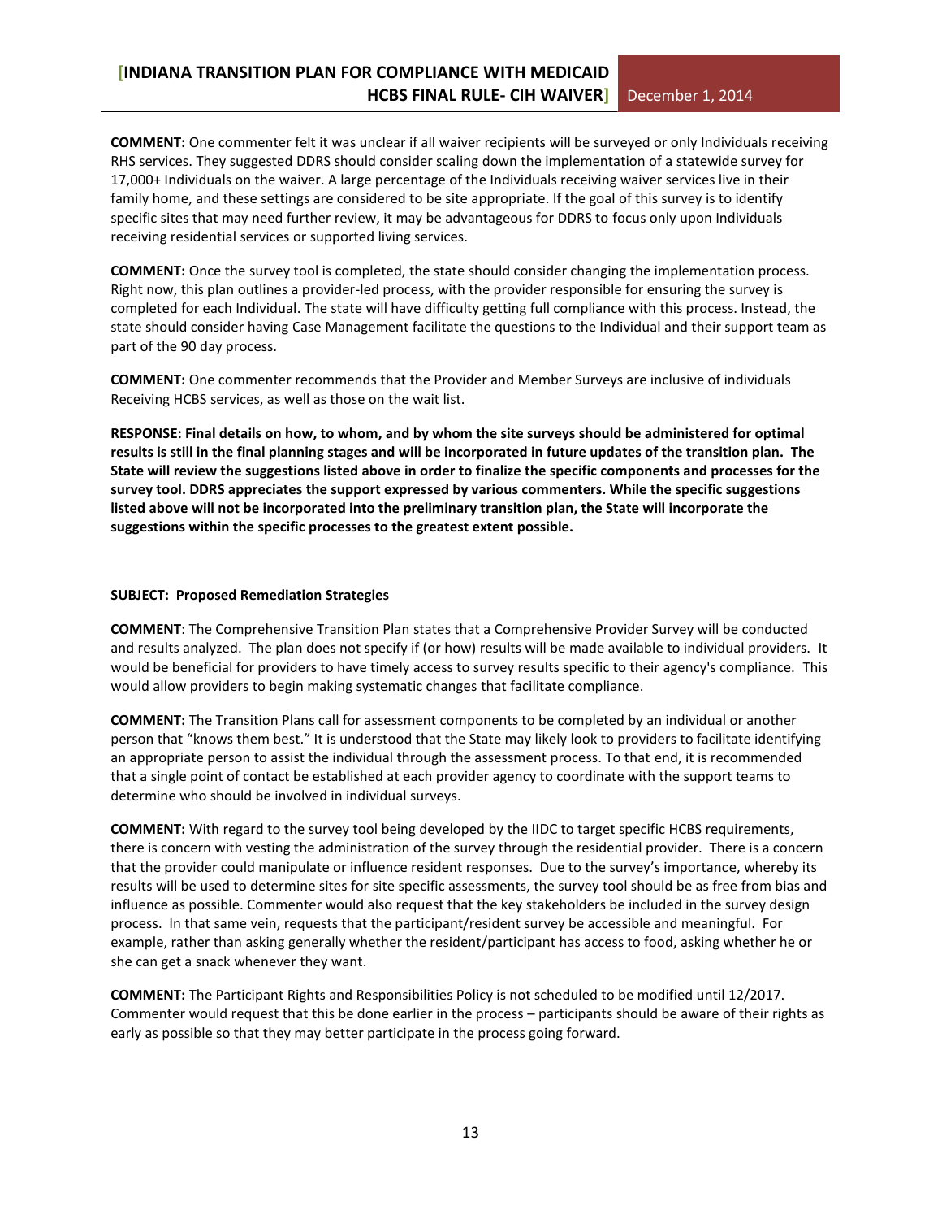**COMMENT:** One commenter felt it was unclear if all waiver recipients will be surveyed or only Individuals receiving RHS services. They suggested DDRS should consider scaling down the implementation of a statewide survey for 17,000+ Individuals on the waiver. A large percentage of the Individuals receiving waiver services live in their family home, and these settings are considered to be site appropriate. If the goal of this survey is to identify specific sites that may need further review, it may be advantageous for DDRS to focus only upon Individuals receiving residential services or supported living services.

**COMMENT:** Once the survey tool is completed, the state should consider changing the implementation process. Right now, this plan outlines a provider-led process, with the provider responsible for ensuring the survey is completed for each Individual. The state will have difficulty getting full compliance with this process. Instead, the state should consider having Case Management facilitate the questions to the Individual and their support team as part of the 90 day process.

**COMMENT:** One commenter recommends that the Provider and Member Surveys are inclusive of individuals Receiving HCBS services, as well as those on the wait list.

**RESPONSE: Final details on how, to whom, and by whom the site surveys should be administered for optimal results is still in the final planning stages and will be incorporated in future updates of the transition plan. The State will review the suggestions listed above in order to finalize the specific components and processes for the survey tool. DDRS appreciates the support expressed by various commenters. While the specific suggestions listed above will not be incorporated into the preliminary transition plan, the State will incorporate the suggestions within the specific processes to the greatest extent possible.**

**SUBJECT: Proposed Remediation Strategies**

**COMMENT**: The Comprehensive Transition Plan states that a Comprehensive Provider Survey will be conducted and results analyzed. The plan does not specify if (or how) results will be made available to individual providers. It would be beneficial for providers to have timely access to survey results specific to their agency's compliance. This would allow providers to begin making systematic changes that facilitate compliance.

**COMMENT:** The Transition Plans call for assessment components to be completed by an individual or another person that "knows them best." It is understood that the State may likely look to providers to facilitate identifying an appropriate person to assist the individual through the assessment process. To that end, it is recommended that a single point of contact be established at each provider agency to coordinate with the support teams to determine who should be involved in individual surveys.

**COMMENT:** With regard to the survey tool being developed by the IIDC to target specific HCBS requirements, there is concern with vesting the administration of the survey through the residential provider. There is a concern that the provider could manipulate or influence resident responses. Due to the survey's importance, whereby its results will be used to determine sites for site specific assessments, the survey tool should be as free from bias and influence as possible. Commenter would also request that the key stakeholders be included in the survey design process. In that same vein, requests that the participant/resident survey be accessible and meaningful. For example, rather than asking generally whether the resident/participant has access to food, asking whether he or she can get a snack whenever they want.

**COMMENT:** The Participant Rights and Responsibilities Policy is not scheduled to be modified until 12/2017. Commenter would request that this be done earlier in the process – participants should be aware of their rights as early as possible so that they may better participate in the process going forward.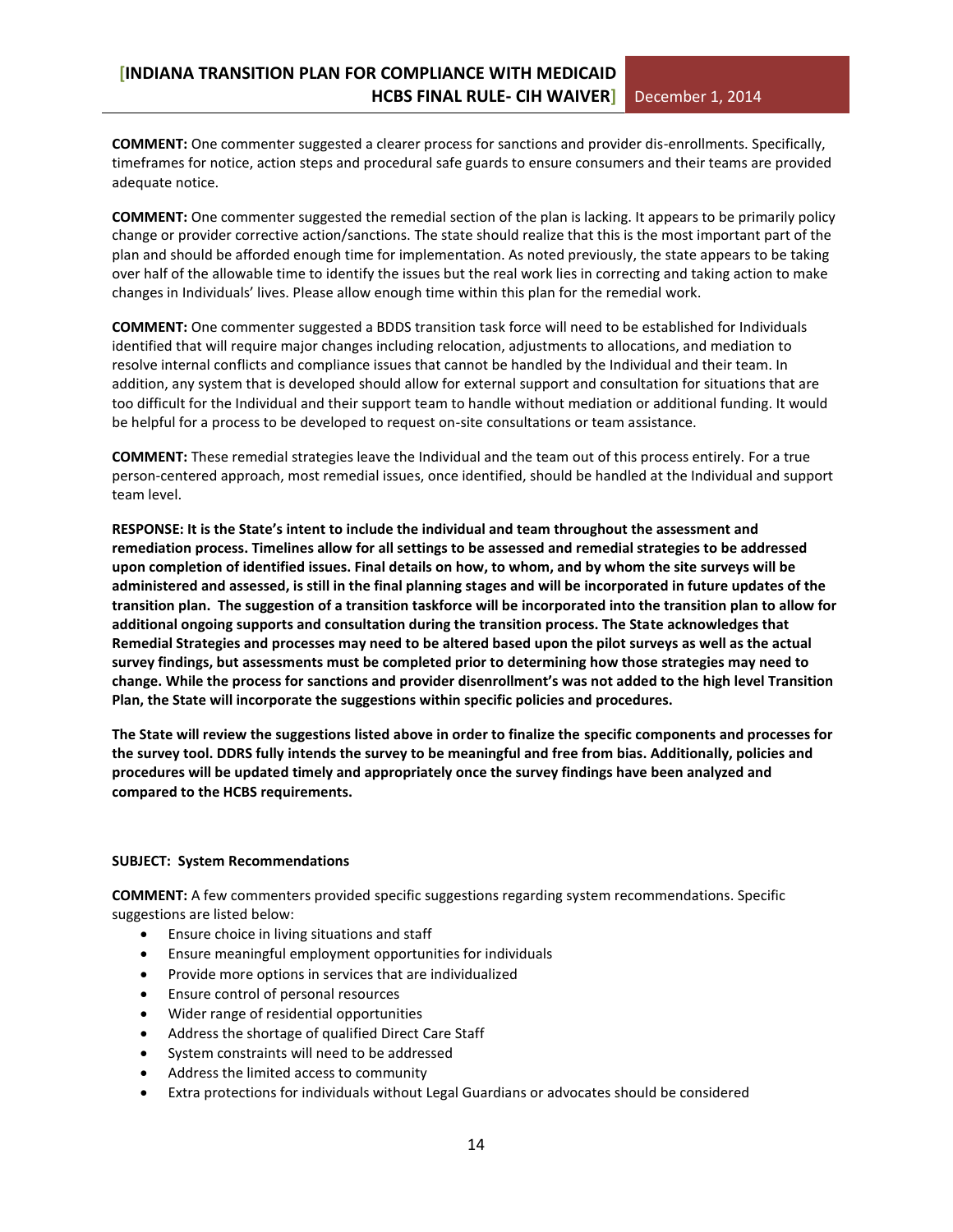**COMMENT:** One commenter suggested a clearer process for sanctions and provider dis-enrollments. Specifically, timeframes for notice, action steps and procedural safe guards to ensure consumers and their teams are provided adequate notice.

**COMMENT:** One commenter suggested the remedial section of the plan is lacking. It appears to be primarily policy change or provider corrective action/sanctions. The state should realize that this is the most important part of the plan and should be afforded enough time for implementation. As noted previously, the state appears to be taking over half of the allowable time to identify the issues but the real work lies in correcting and taking action to make changes in Individuals' lives. Please allow enough time within this plan for the remedial work.

**COMMENT:** One commenter suggested a BDDS transition task force will need to be established for Individuals identified that will require major changes including relocation, adjustments to allocations, and mediation to resolve internal conflicts and compliance issues that cannot be handled by the Individual and their team. In addition, any system that is developed should allow for external support and consultation for situations that are too difficult for the Individual and their support team to handle without mediation or additional funding. It would be helpful for a process to be developed to request on-site consultations or team assistance.

**COMMENT:** These remedial strategies leave the Individual and the team out of this process entirely. For a true person-centered approach, most remedial issues, once identified, should be handled at the Individual and support team level.

**RESPONSE: It is the State's intent to include the individual and team throughout the assessment and remediation process. Timelines allow for all settings to be assessed and remedial strategies to be addressed upon completion of identified issues. Final details on how, to whom, and by whom the site surveys will be administered and assessed, is still in the final planning stages and will be incorporated in future updates of the transition plan. The suggestion of a transition taskforce will be incorporated into the transition plan to allow for additional ongoing supports and consultation during the transition process. The State acknowledges that Remedial Strategies and processes may need to be altered based upon the pilot surveys as well as the actual survey findings, but assessments must be completed prior to determining how those strategies may need to change. While the process for sanctions and provider disenrollment's was not added to the high level Transition Plan, the State will incorporate the suggestions within specific policies and procedures.**

**The State will review the suggestions listed above in order to finalize the specific components and processes for the survey tool. DDRS fully intends the survey to be meaningful and free from bias. Additionally, policies and procedures will be updated timely and appropriately once the survey findings have been analyzed and compared to the HCBS requirements.**

**SUBJECT: System Recommendations**

**COMMENT:** A few commenters provided specific suggestions regarding system recommendations. Specific suggestions are listed below:

- Ensure choice in living situations and staff
- Ensure meaningful employment opportunities for individuals
- Provide more options in services that are individualized
- Ensure control of personal resources
- Wider range of residential opportunities
- Address the shortage of qualified Direct Care Staff
- System constraints will need to be addressed
- Address the limited access to community
- Extra protections for individuals without Legal Guardians or advocates should be considered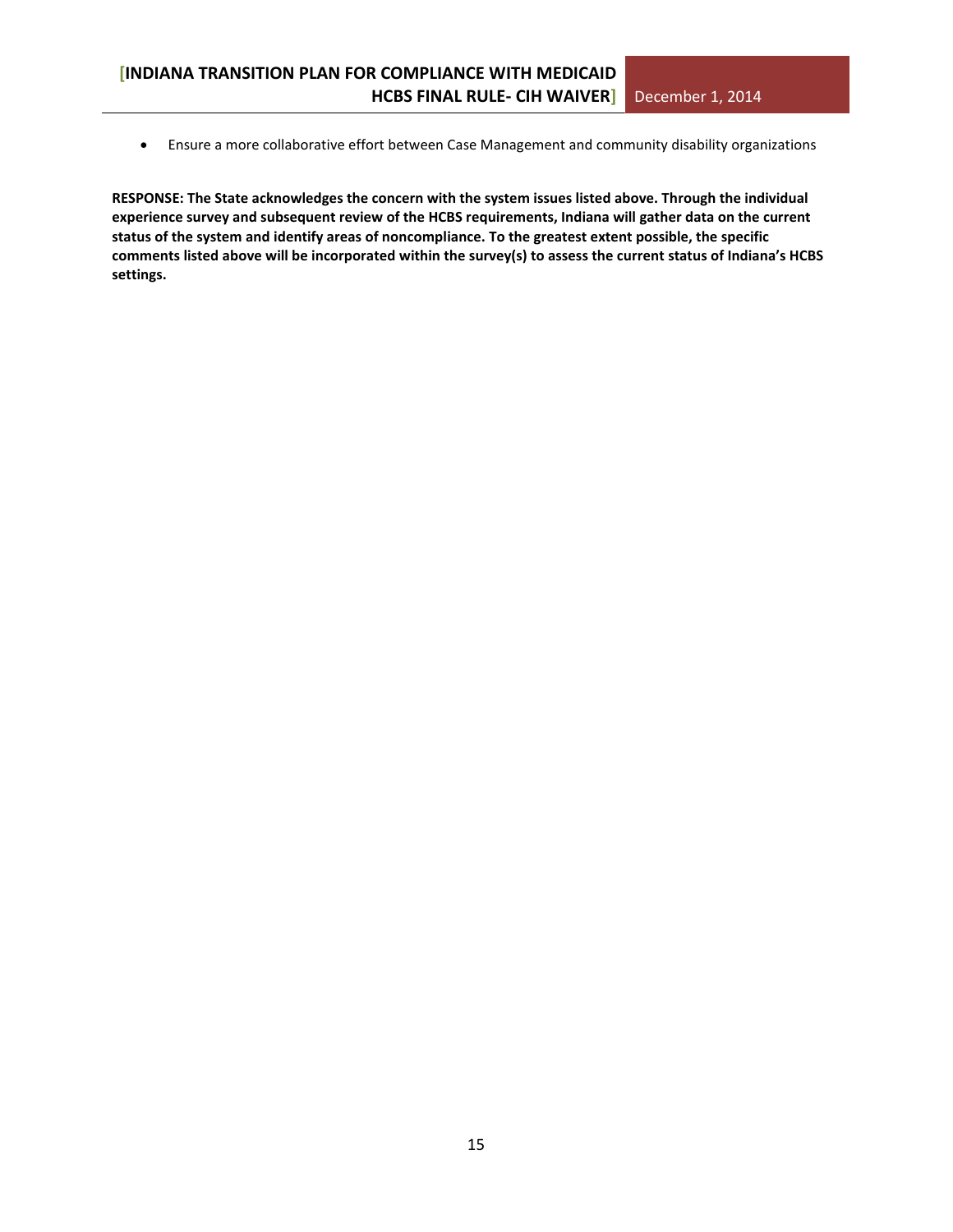- Ensure a more collaborative effort between Case Management and community disability organizations

**RESPONSE: The State acknowledges the concern with the system issues listed above. Through the individual experience survey and subsequent review of the HCBS requirements, Indiana will gather data on the current status of the system and identify areas of noncompliance. To the greatest extent possible, the specific comments listed above will be incorporated within the survey(s) to assess the current status of Indiana's HCBS settings.**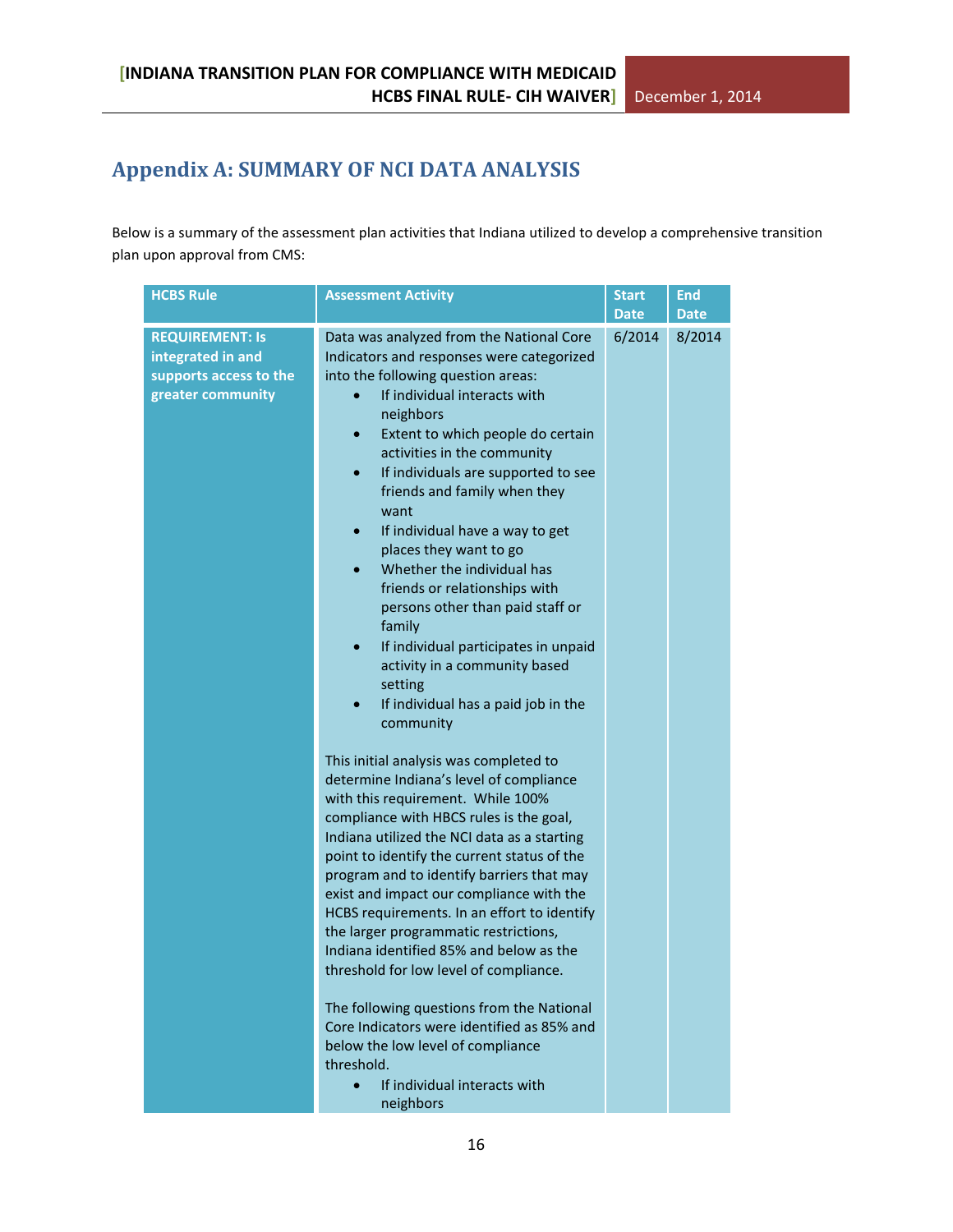## Appendix A: SUMMARY OF NCI DATA ANALYSIS

Below is a summary of the assessment plan activities that Indiana utilized to develop a comprehensive transition plan upon approval from CMS:

| HCBS Rule | Assessment Activity | Start Date | End Date |
|---|---|---|---|
| **REQUIREMENT: Is integrated in and supports access to the greater community** | Data was analyzed from the National Core Indicators and responses were categorized into the following question areas:<br>• If individual interacts with neighbors<br>• Extent to which people do certain activities in the community<br>• If individuals are supported to see friends and family when they want<br>• If individual have a way to get places they want to go<br>• Whether the individual has friends or relationships with persons other than paid staff or family<br>• If individual participates in unpaid activity in a community based setting<br>• If individual has a paid job in the community<br><br>This initial analysis was completed to determine Indiana's level of compliance with this requirement. While 100% compliance with HBCS rules is the goal, Indiana utilized the NCI data as a starting point to identify the current status of the program and to identify barriers that may exist and impact our compliance with the HCBS requirements. In an effort to identify the larger programmatic restrictions, Indiana identified 85% and below as the threshold for low level of compliance.<br><br>The following questions from the National Core Indicators were identified as 85% and below the low level of compliance threshold.<br>• If individual interacts with neighbors | 6/2014 | 8/2014 |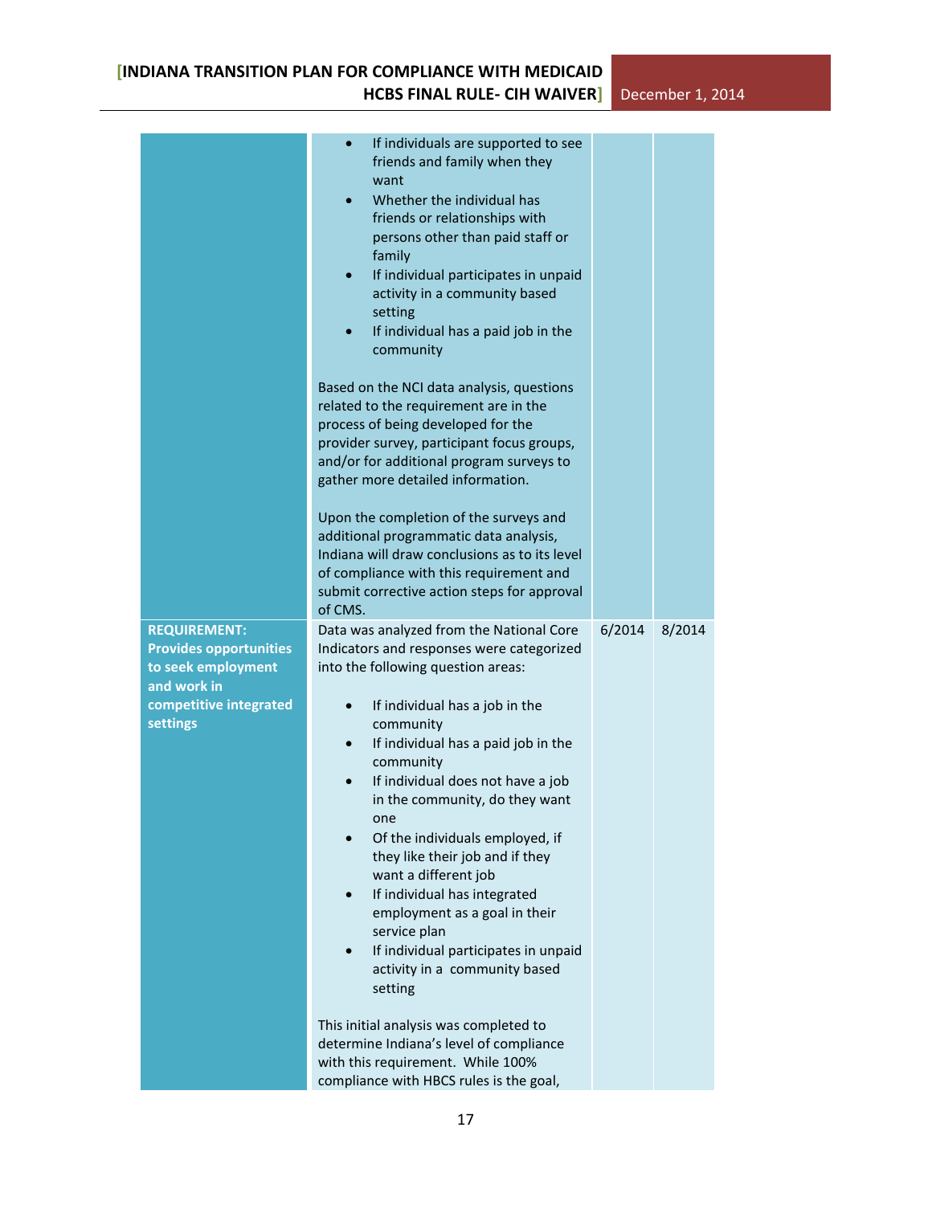| | | | |
|---|---|---|---|
| | • If individuals are supported to see friends and family when they want<br>• Whether the individual has friends or relationships with persons other than paid staff or family<br>• If individual participates in unpaid activity in a community based setting<br>• If individual has a paid job in the community<br><br>Based on the NCI data analysis, questions related to the requirement are in the process of being developed for the provider survey, participant focus groups, and/or for additional program surveys to gather more detailed information.<br><br>Upon the completion of the surveys and additional programmatic data analysis, Indiana will draw conclusions as to its level of compliance with this requirement and submit corrective action steps for approval of CMS. | | |
| **REQUIREMENT: Provides opportunities to seek employment and work in competitive integrated settings** | Data was analyzed from the National Core Indicators and responses were categorized into the following question areas:<br><br>• If individual has a job in the community<br>• If individual has a paid job in the community<br>• If individual does not have a job in the community, do they want one<br>• Of the individuals employed, if they like their job and if they want a different job<br>• If individual has integrated employment as a goal in their service plan<br>• If individual participates in unpaid activity in a community based setting<br><br>This initial analysis was completed to determine Indiana's level of compliance with this requirement. While 100% compliance with HBCS rules is the goal, | 6/2014 | 8/2014 |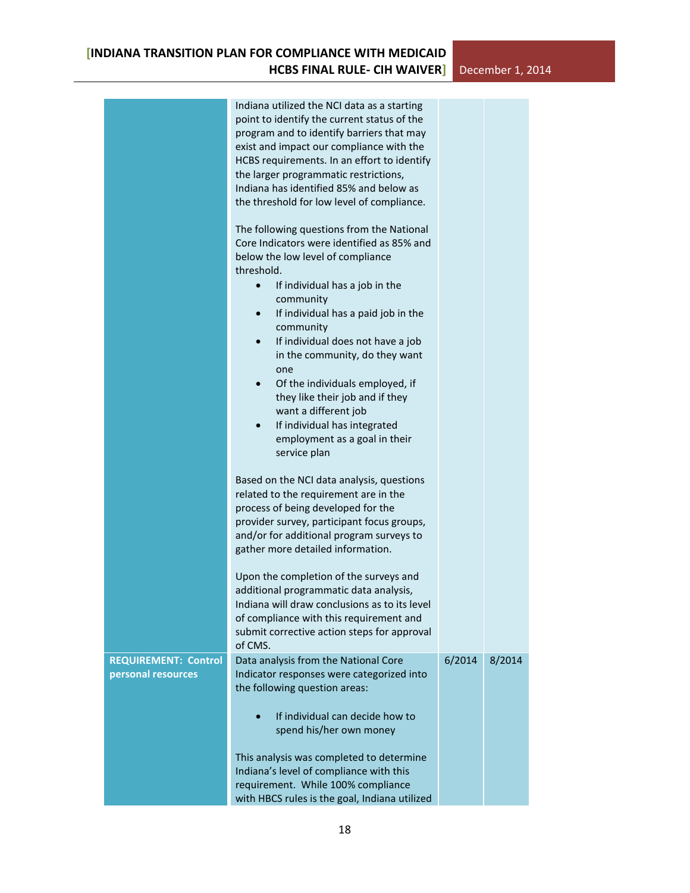| | | | |
|---|---|---|---|
| | Indiana utilized the NCI data as a starting point to identify the current status of the program and to identify barriers that may exist and impact our compliance with the HCBS requirements. In an effort to identify the larger programmatic restrictions, Indiana has identified 85% and below as the threshold for low level of compliance.<br><br>The following questions from the National Core Indicators were identified as 85% and below the low level of compliance threshold.<br>• If individual has a job in the community<br>• If individual has a paid job in the community<br>• If individual does not have a job in the community, do they want one<br>• Of the individuals employed, if they like their job and if they want a different job<br>• If individual has integrated employment as a goal in their service plan<br><br>Based on the NCI data analysis, questions related to the requirement are in the process of being developed for the provider survey, participant focus groups, and/or for additional program surveys to gather more detailed information.<br><br>Upon the completion of the surveys and additional programmatic data analysis, Indiana will draw conclusions as to its level of compliance with this requirement and submit corrective action steps for approval of CMS. | | |
| **REQUIREMENT: Control personal resources** | Data analysis from the National Core Indicator responses were categorized into the following question areas:<br><br>• If individual can decide how to spend his/her own money<br><br>This analysis was completed to determine Indiana's level of compliance with this requirement. While 100% compliance with HBCS rules is the goal, Indiana utilized | 6/2014 | 8/2014 |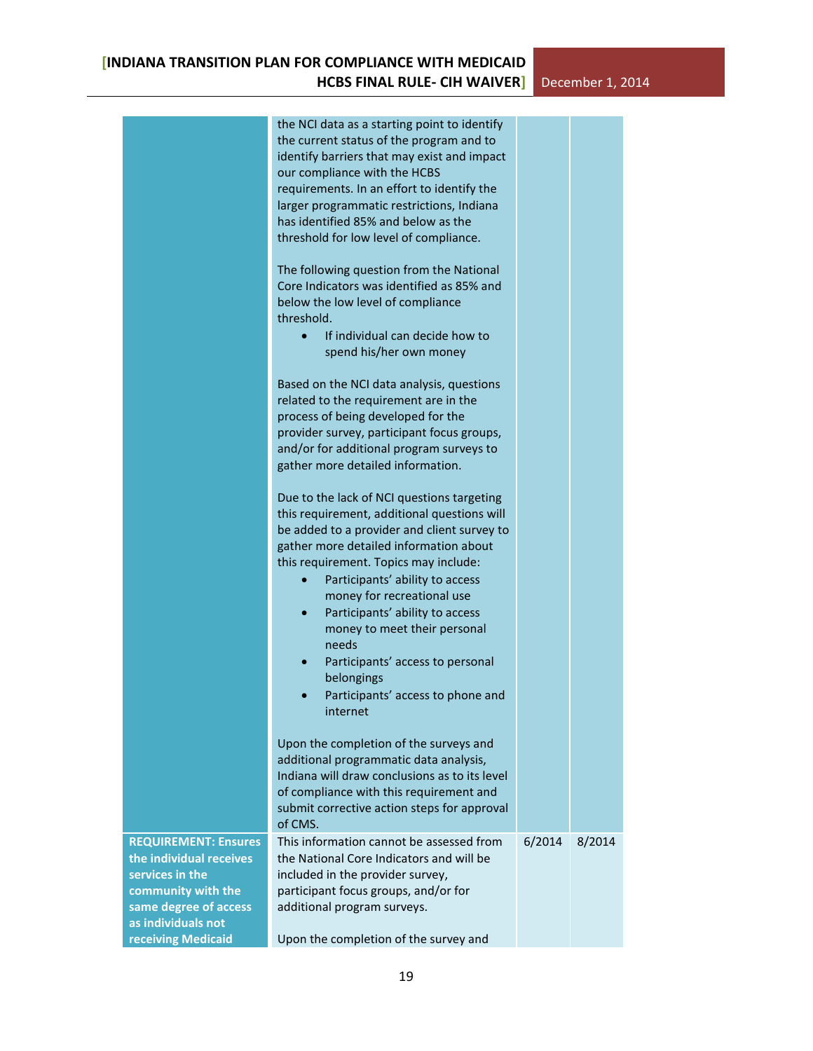| | | | |
|---|---|---|---|
| | the NCI data as a starting point to identify the current status of the program and to identify barriers that may exist and impact our compliance with the HCBS requirements. In an effort to identify the larger programmatic restrictions, Indiana has identified 85% and below as the threshold for low level of compliance.<br><br>The following question from the National Core Indicators was identified as 85% and below the low level of compliance threshold.<br>• If individual can decide how to spend his/her own money<br><br>Based on the NCI data analysis, questions related to the requirement are in the process of being developed for the provider survey, participant focus groups, and/or for additional program surveys to gather more detailed information.<br><br>Due to the lack of NCI questions targeting this requirement, additional questions will be added to a provider and client survey to gather more detailed information about this requirement. Topics may include:<br>• Participants' ability to access money for recreational use<br>• Participants' ability to access money to meet their personal needs<br>• Participants' access to personal belongings<br>• Participants' access to phone and internet<br><br>Upon the completion of the surveys and additional programmatic data analysis, Indiana will draw conclusions as to its level of compliance with this requirement and submit corrective action steps for approval of CMS. | | |
| **REQUIREMENT: Ensures the individual receives services in the community with the same degree of access as individuals not receiving Medicaid** | This information cannot be assessed from the National Core Indicators and will be included in the provider survey, participant focus groups, and/or for additional program surveys.<br><br>Upon the completion of the survey and | 6/2014 | 8/2014 |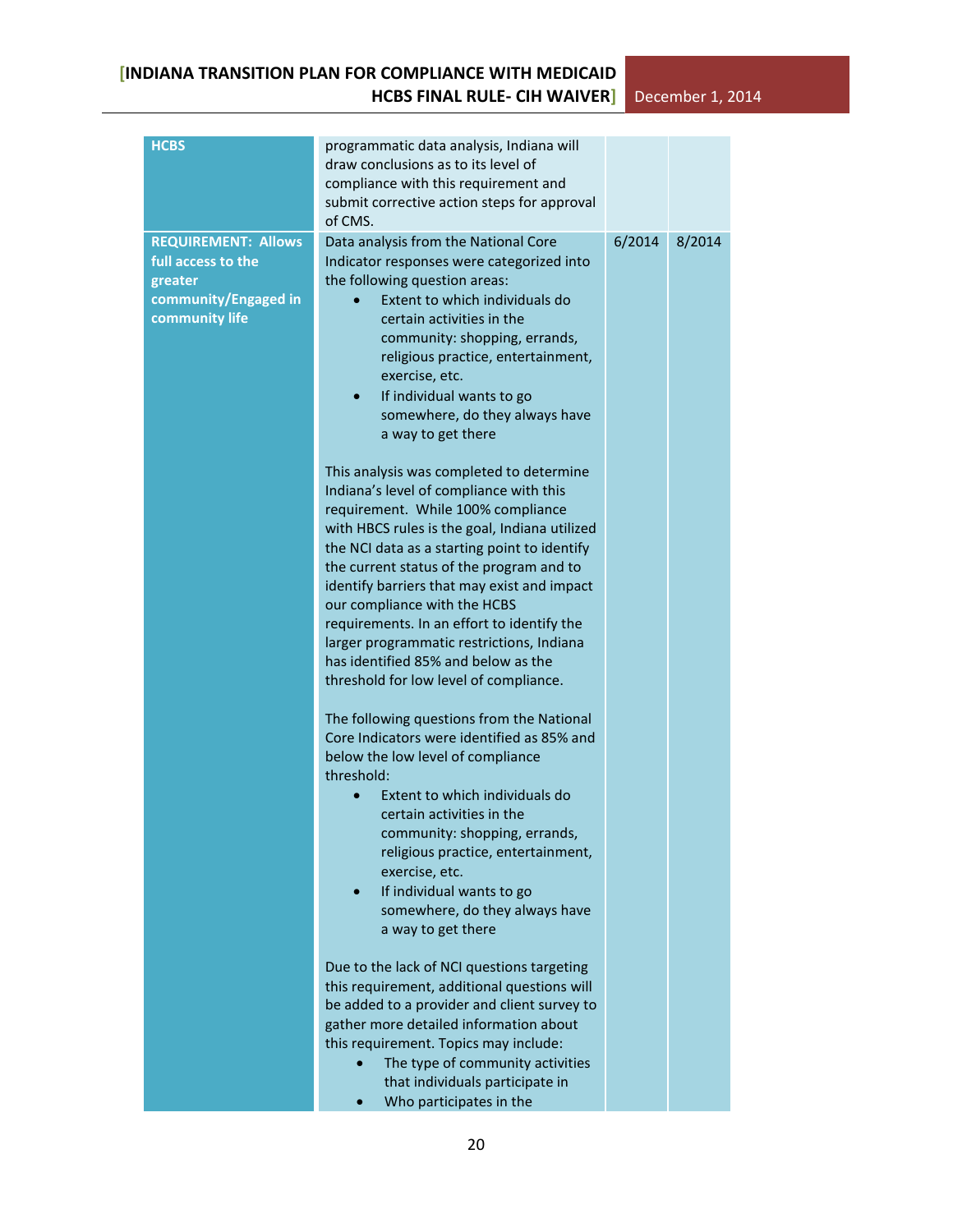| | | | |
|---|---|---|---|
| **HCBS** | programmatic data analysis, Indiana will draw conclusions as to its level of compliance with this requirement and submit corrective action steps for approval of CMS. | | |
| **REQUIREMENT: Allows full access to the greater community/Engaged in community life** | Data analysis from the National Core Indicator responses were categorized into the following question areas:<br>• Extent to which individuals do certain activities in the community: shopping, errands, religious practice, entertainment, exercise, etc.<br>• If individual wants to go somewhere, do they always have a way to get there<br><br>This analysis was completed to determine Indiana's level of compliance with this requirement. While 100% compliance with HBCS rules is the goal, Indiana utilized the NCI data as a starting point to identify the current status of the program and to identify barriers that may exist and impact our compliance with the HCBS requirements. In an effort to identify the larger programmatic restrictions, Indiana has identified 85% and below as the threshold for low level of compliance.<br><br>The following questions from the National Core Indicators were identified as 85% and below the low level of compliance threshold:<br>• Extent to which individuals do certain activities in the community: shopping, errands, religious practice, entertainment, exercise, etc.<br>• If individual wants to go somewhere, do they always have a way to get there<br><br>Due to the lack of NCI questions targeting this requirement, additional questions will be added to a provider and client survey to gather more detailed information about this requirement. Topics may include:<br>• The type of community activities that individuals participate in<br>• Who participates in the | 6/2014 | 8/2014 |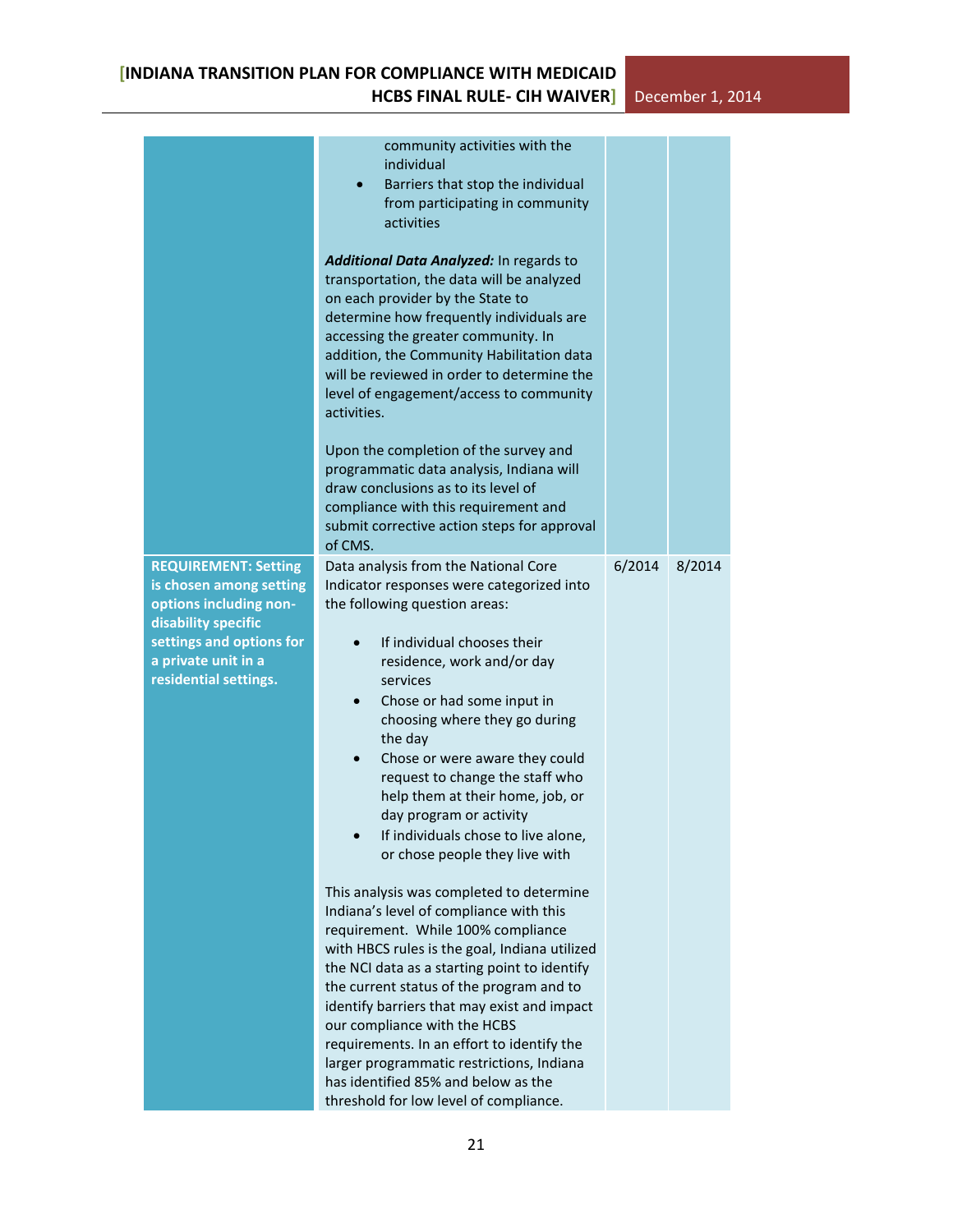| | | | |
|---|---|---|---|
| | community activities with the individual<br>• Barriers that stop the individual from participating in community activities<br><br>***Additional Data Analyzed:*** In regards to transportation, the data will be analyzed on each provider by the State to determine how frequently individuals are accessing the greater community. In addition, the Community Habilitation data will be reviewed in order to determine the level of engagement/access to community activities.<br><br>Upon the completion of the survey and programmatic data analysis, Indiana will draw conclusions as to its level of compliance with this requirement and submit corrective action steps for approval of CMS. | | |
| **REQUIREMENT: Setting is chosen among setting options including non-disability specific settings and options for a private unit in a residential settings.** | Data analysis from the National Core Indicator responses were categorized into the following question areas:<br><br>• If individual chooses their residence, work and/or day services<br>• Chose or had some input in choosing where they go during the day<br>• Chose or were aware they could request to change the staff who help them at their home, job, or day program or activity<br>• If individuals chose to live alone, or chose people they live with<br><br>This analysis was completed to determine Indiana's level of compliance with this requirement. While 100% compliance with HBCS rules is the goal, Indiana utilized the NCI data as a starting point to identify the current status of the program and to identify barriers that may exist and impact our compliance with the HCBS requirements. In an effort to identify the larger programmatic restrictions, Indiana has identified 85% and below as the threshold for low level of compliance. | 6/2014 | 8/2014 |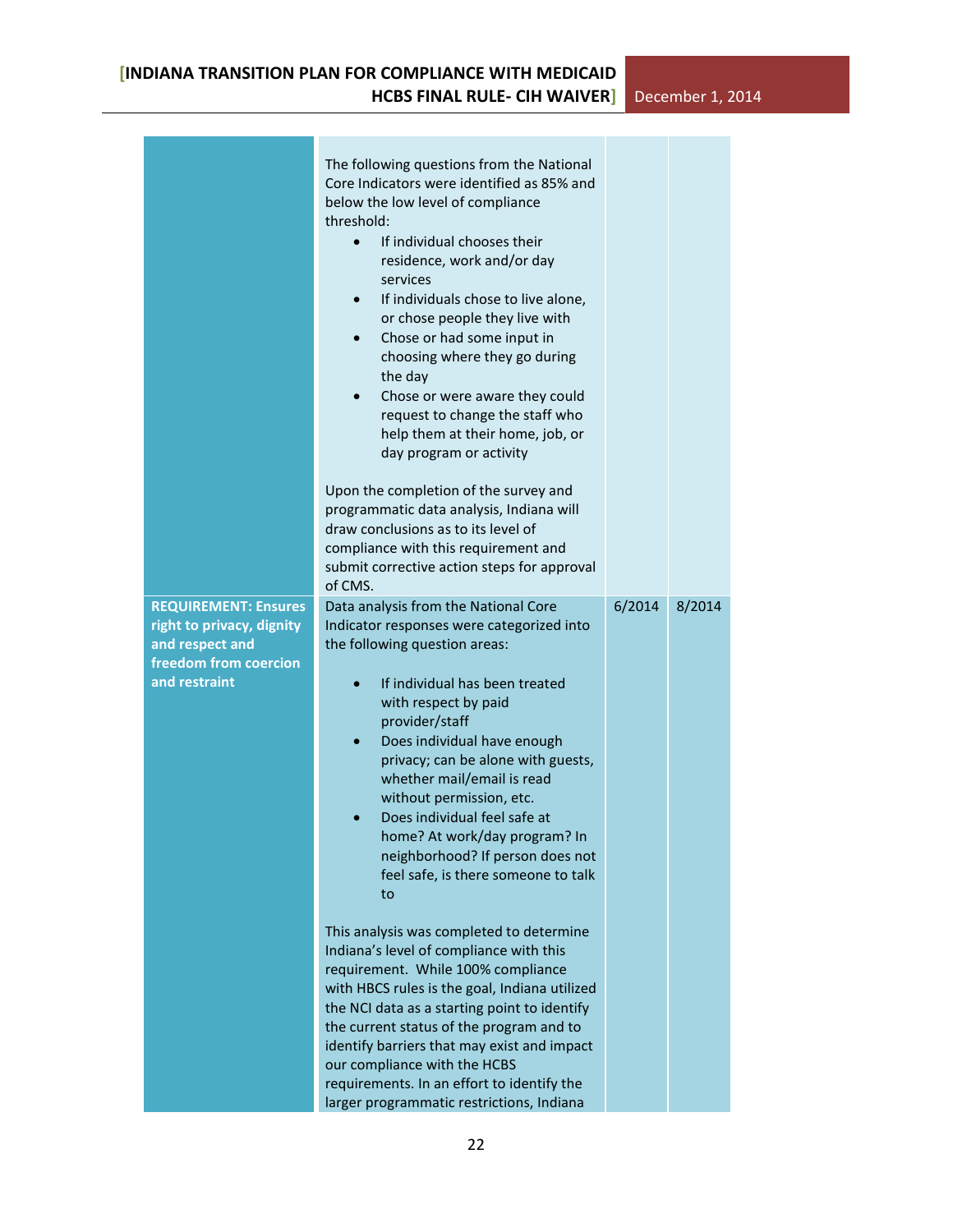| | | | |
|---|---|---|---|
| | The following questions from the National Core Indicators were identified as 85% and below the low level of compliance threshold:<br>• If individual chooses their residence, work and/or day services<br>• If individuals chose to live alone, or chose people they live with<br>• Chose or had some input in choosing where they go during the day<br>• Chose or were aware they could request to change the staff who help them at their home, job, or day program or activity<br><br>Upon the completion of the survey and programmatic data analysis, Indiana will draw conclusions as to its level of compliance with this requirement and submit corrective action steps for approval of CMS. | | |
| **REQUIREMENT: Ensures right to privacy, dignity and respect and freedom from coercion and restraint** | Data analysis from the National Core Indicator responses were categorized into the following question areas:<br><br>• If individual has been treated with respect by paid provider/staff<br>• Does individual have enough privacy; can be alone with guests, whether mail/email is read without permission, etc.<br>• Does individual feel safe at home? At work/day program? In neighborhood? If person does not feel safe, is there someone to talk to<br><br>This analysis was completed to determine Indiana's level of compliance with this requirement. While 100% compliance with HBCS rules is the goal, Indiana utilized the NCI data as a starting point to identify the current status of the program and to identify barriers that may exist and impact our compliance with the HCBS requirements. In an effort to identify the larger programmatic restrictions, Indiana | 6/2014 | 8/2014 |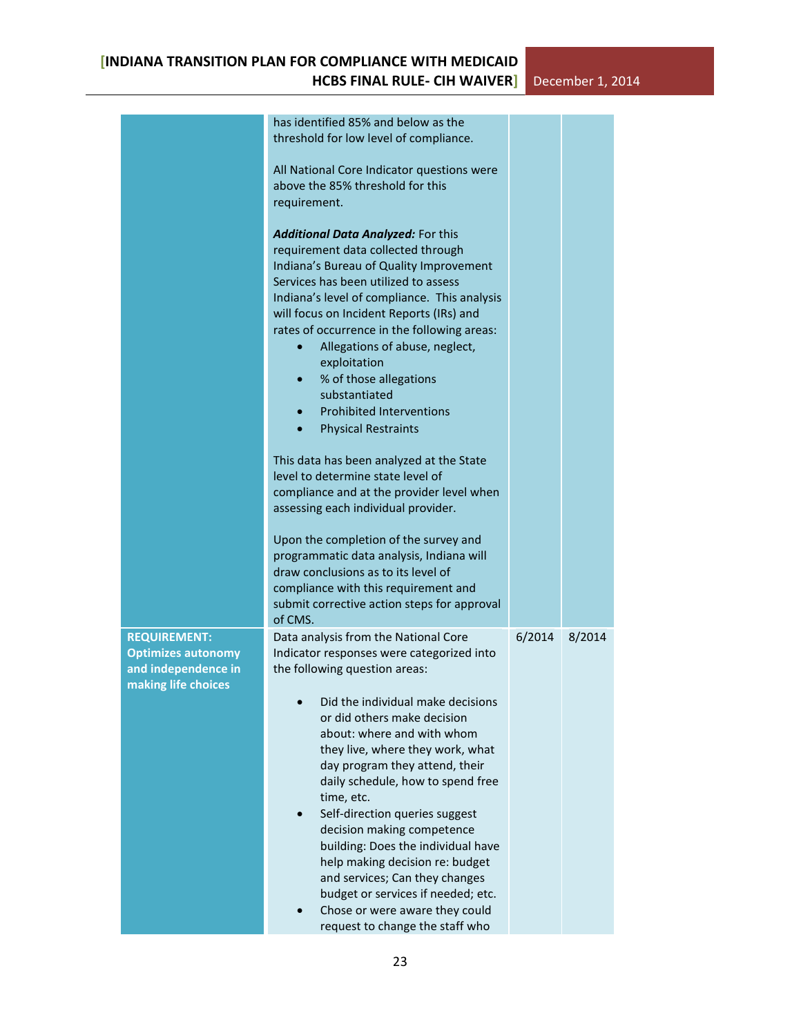| | | | |
|---|---|---|---|
| | has identified 85% and below as the threshold for low level of compliance.<br><br>All National Core Indicator questions were above the 85% threshold for this requirement.<br><br>***Additional Data Analyzed:*** For this requirement data collected through Indiana's Bureau of Quality Improvement Services has been utilized to assess Indiana's level of compliance. This analysis will focus on Incident Reports (IRs) and rates of occurrence in the following areas:<br>• Allegations of abuse, neglect, exploitation<br>• % of those allegations substantiated<br>• Prohibited Interventions<br>• Physical Restraints<br><br>This data has been analyzed at the State level to determine state level of compliance and at the provider level when assessing each individual provider.<br><br>Upon the completion of the survey and programmatic data analysis, Indiana will draw conclusions as to its level of compliance with this requirement and submit corrective action steps for approval of CMS. | | |
| **REQUIREMENT: Optimizes autonomy and independence in making life choices** | Data analysis from the National Core Indicator responses were categorized into the following question areas:<br><br>• Did the individual make decisions or did others make decision about: where and with whom they live, where they work, what day program they attend, their daily schedule, how to spend free time, etc.<br>• Self-direction queries suggest decision making competence building: Does the individual have help making decision re: budget and services; Can they changes budget or services if needed; etc.<br>• Chose or were aware they could request to change the staff who | 6/2014 | 8/2014 |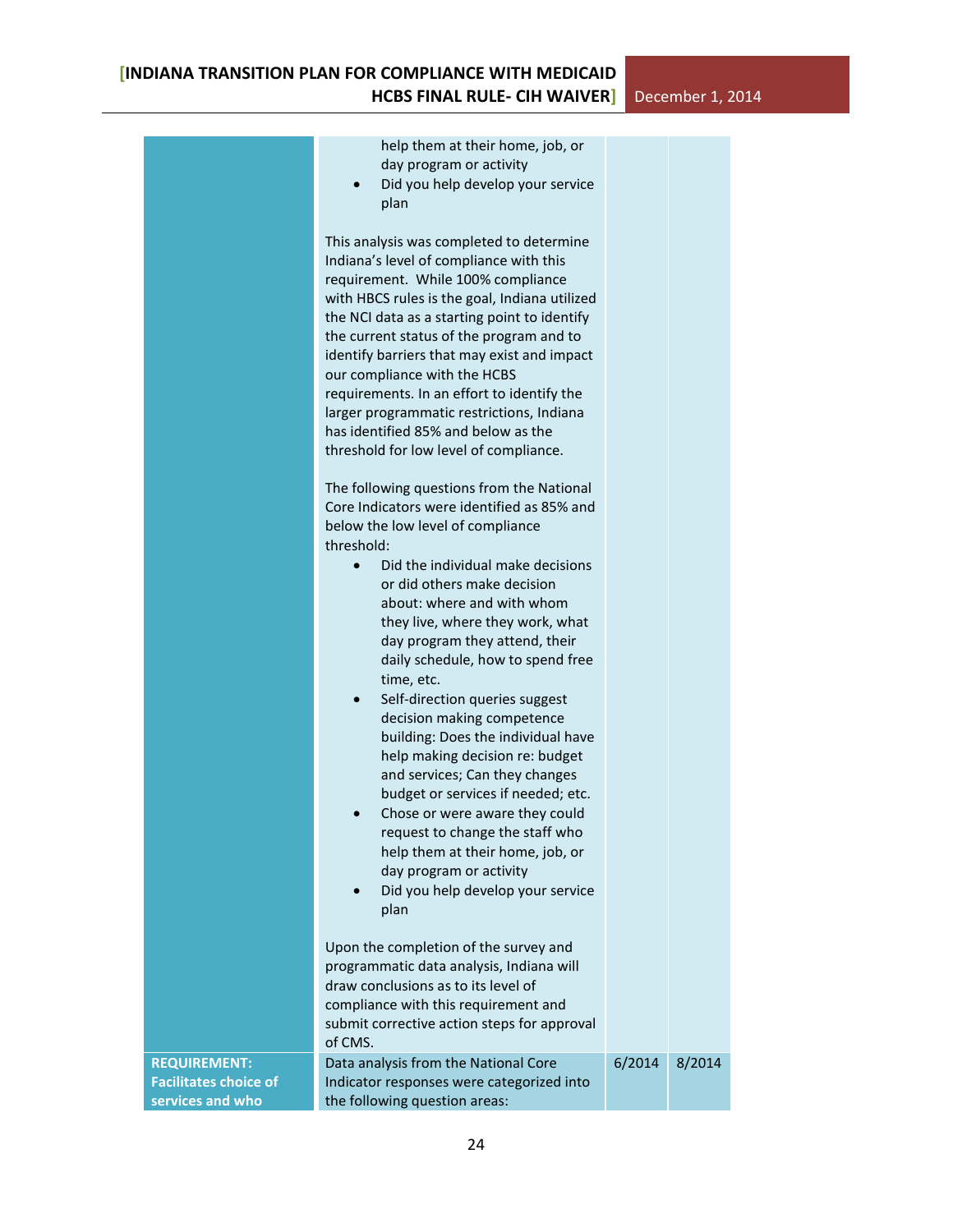| | | | |
|---|---|---|---|
| | help them at their home, job, or day program or activity<br>• Did you help develop your service plan<br><br>This analysis was completed to determine Indiana's level of compliance with this requirement. While 100% compliance with HBCS rules is the goal, Indiana utilized the NCI data as a starting point to identify the current status of the program and to identify barriers that may exist and impact our compliance with the HCBS requirements. In an effort to identify the larger programmatic restrictions, Indiana has identified 85% and below as the threshold for low level of compliance.<br><br>The following questions from the National Core Indicators were identified as 85% and below the low level of compliance threshold:<br>• Did the individual make decisions or did others make decision about: where and with whom they live, where they work, what day program they attend, their daily schedule, how to spend free time, etc.<br>• Self-direction queries suggest decision making competence building: Does the individual have help making decision re: budget and services; Can they changes budget or services if needed; etc.<br>• Chose or were aware they could request to change the staff who help them at their home, job, or day program or activity<br>• Did you help develop your service plan<br><br>Upon the completion of the survey and programmatic data analysis, Indiana will draw conclusions as to its level of compliance with this requirement and submit corrective action steps for approval of CMS. | | |
| **REQUIREMENT: Facilitates choice of services and who** | Data analysis from the National Core Indicator responses were categorized into the following question areas: | 6/2014 | 8/2014 |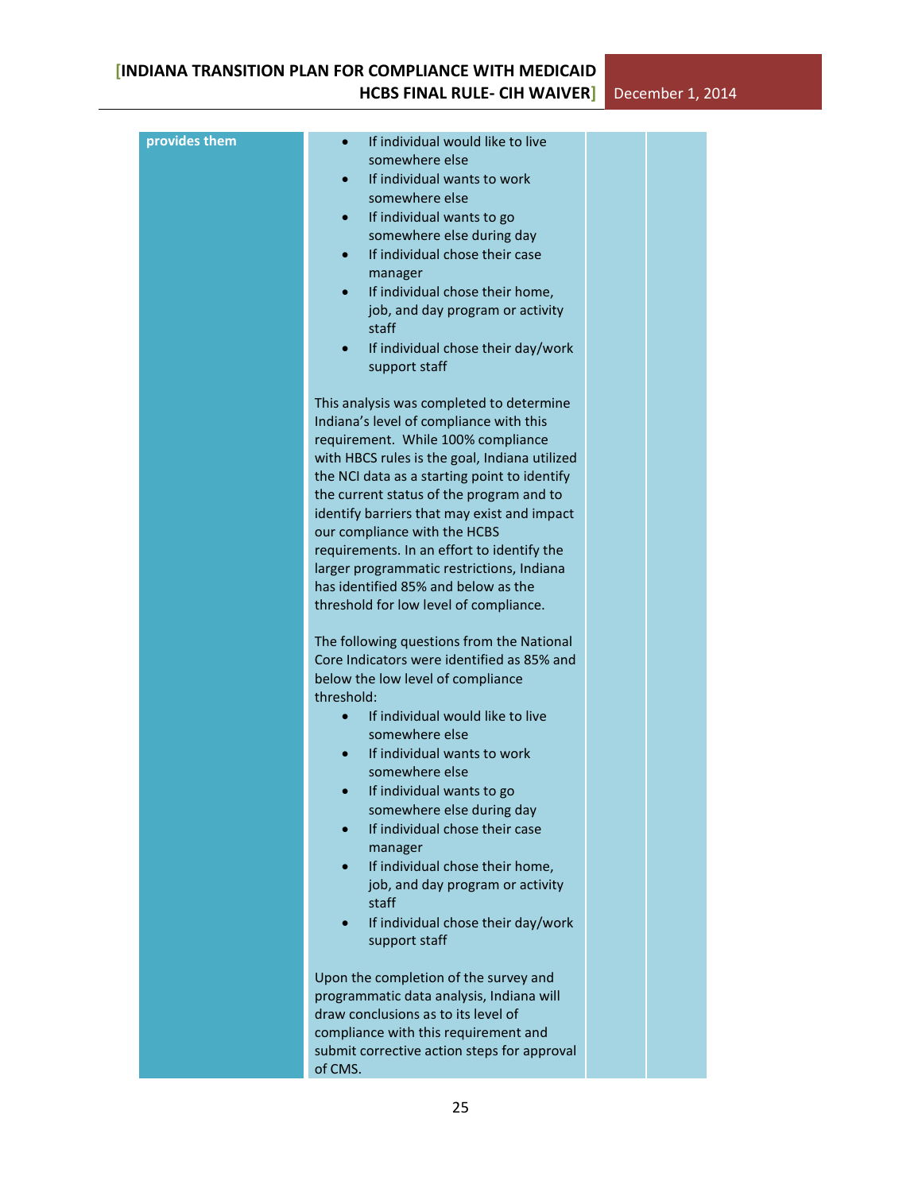| provides them | <ul><li>If individual would like to live somewhere else</li><li>If individual wants to work somewhere else</li><li>If individual wants to go somewhere else during day</li><li>If individual chose their case manager</li><li>If individual chose their home, job, and day program or activity staff</li><li>If individual chose their day/work support staff</li></ul>This analysis was completed to determine Indiana's level of compliance with this requirement. While 100% compliance with HBCS rules is the goal, Indiana utilized the NCI data as a starting point to identify the current status of the program and to identify barriers that may exist and impact our compliance with the HCBS requirements. In an effort to identify the larger programmatic restrictions, Indiana has identified 85% and below as the threshold for low level of compliance.<br><br>The following questions from the National Core Indicators were identified as 85% and below the low level of compliance threshold:<ul><li>If individual would like to live somewhere else</li><li>If individual wants to work somewhere else</li><li>If individual wants to go somewhere else during day</li><li>If individual chose their case manager</li><li>If individual chose their home, job, and day program or activity staff</li><li>If individual chose their day/work support staff</li></ul>Upon the completion of the survey and programmatic data analysis, Indiana will draw conclusions as to its level of compliance with this requirement and submit corrective action steps for approval of CMS. | | |
|---|---|---|---|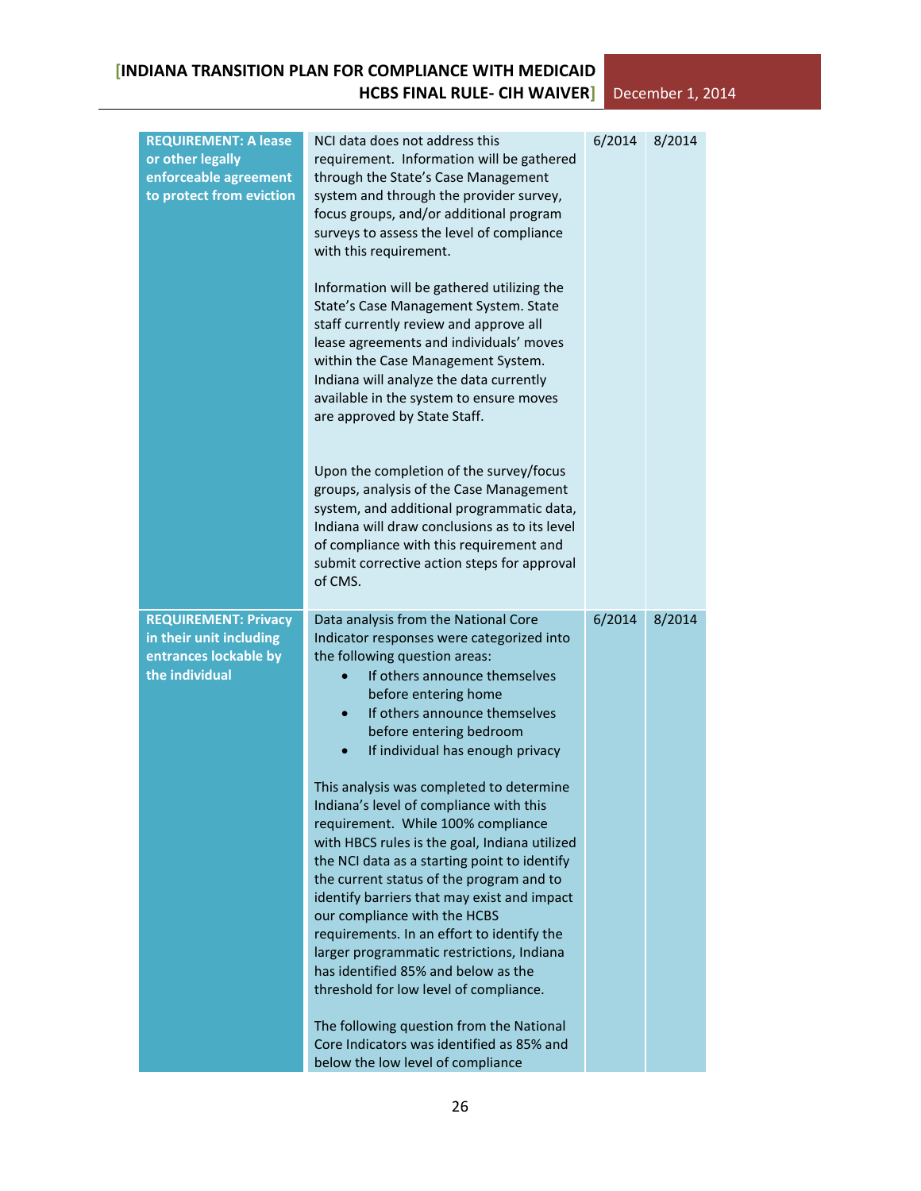| | | | |
|---|---|---|---|
| **REQUIREMENT: A lease or other legally enforceable agreement to protect from eviction** | NCI data does not address this requirement. Information will be gathered through the State's Case Management system and through the provider survey, focus groups, and/or additional program surveys to assess the level of compliance with this requirement.<br><br>Information will be gathered utilizing the State's Case Management System. State staff currently review and approve all lease agreements and individuals' moves within the Case Management System. Indiana will analyze the data currently available in the system to ensure moves are approved by State Staff.<br><br>Upon the completion of the survey/focus groups, analysis of the Case Management system, and additional programmatic data, Indiana will draw conclusions as to its level of compliance with this requirement and submit corrective action steps for approval of CMS. | 6/2014 | 8/2014 |
| **REQUIREMENT: Privacy in their unit including entrances lockable by the individual** | Data analysis from the National Core Indicator responses were categorized into the following question areas:<br>• If others announce themselves before entering home<br>• If others announce themselves before entering bedroom<br>• If individual has enough privacy<br><br>This analysis was completed to determine Indiana's level of compliance with this requirement. While 100% compliance with HBCS rules is the goal, Indiana utilized the NCI data as a starting point to identify the current status of the program and to identify barriers that may exist and impact our compliance with the HCBS requirements. In an effort to identify the larger programmatic restrictions, Indiana has identified 85% and below as the threshold for low level of compliance.<br><br>The following question from the National Core Indicators was identified as 85% and below the low level of compliance | 6/2014 | 8/2014 |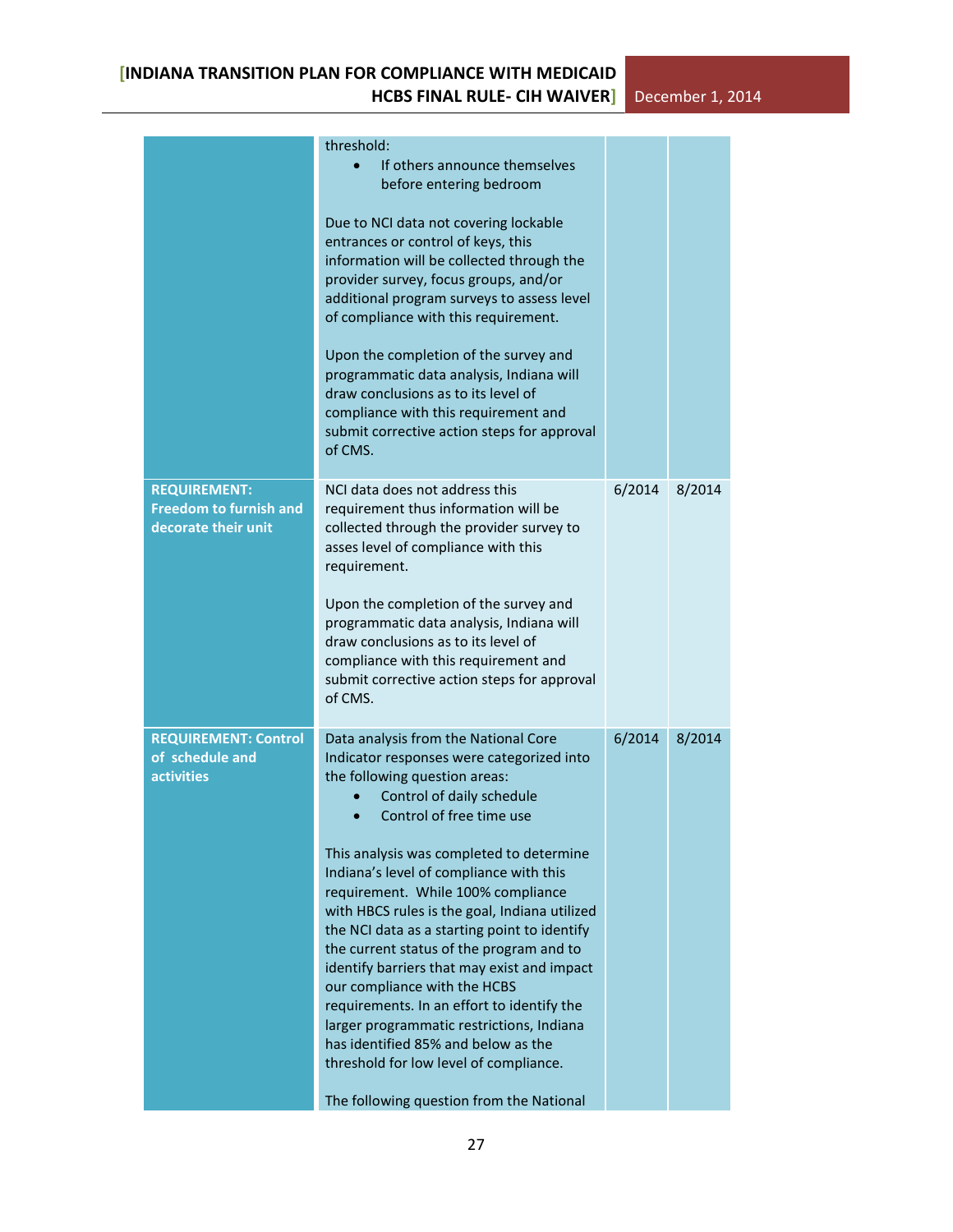| | | | |
|---|---|---|---|
| | threshold:<br>• If others announce themselves before entering bedroom<br><br>Due to NCI data not covering lockable entrances or control of keys, this information will be collected through the provider survey, focus groups, and/or additional program surveys to assess level of compliance with this requirement.<br><br>Upon the completion of the survey and programmatic data analysis, Indiana will draw conclusions as to its level of compliance with this requirement and submit corrective action steps for approval of CMS. | | |
| **REQUIREMENT: Freedom to furnish and decorate their unit** | NCI data does not address this requirement thus information will be collected through the provider survey to asses level of compliance with this requirement.<br><br>Upon the completion of the survey and programmatic data analysis, Indiana will draw conclusions as to its level of compliance with this requirement and submit corrective action steps for approval of CMS. | 6/2014 | 8/2014 |
| **REQUIREMENT: Control of schedule and activities** | Data analysis from the National Core Indicator responses were categorized into the following question areas:<br>• Control of daily schedule<br>• Control of free time use<br><br>This analysis was completed to determine Indiana's level of compliance with this requirement. While 100% compliance with HBCS rules is the goal, Indiana utilized the NCI data as a starting point to identify the current status of the program and to identify barriers that may exist and impact our compliance with the HCBS requirements. In an effort to identify the larger programmatic restrictions, Indiana has identified 85% and below as the threshold for low level of compliance.<br><br>The following question from the National | 6/2014 | 8/2014 |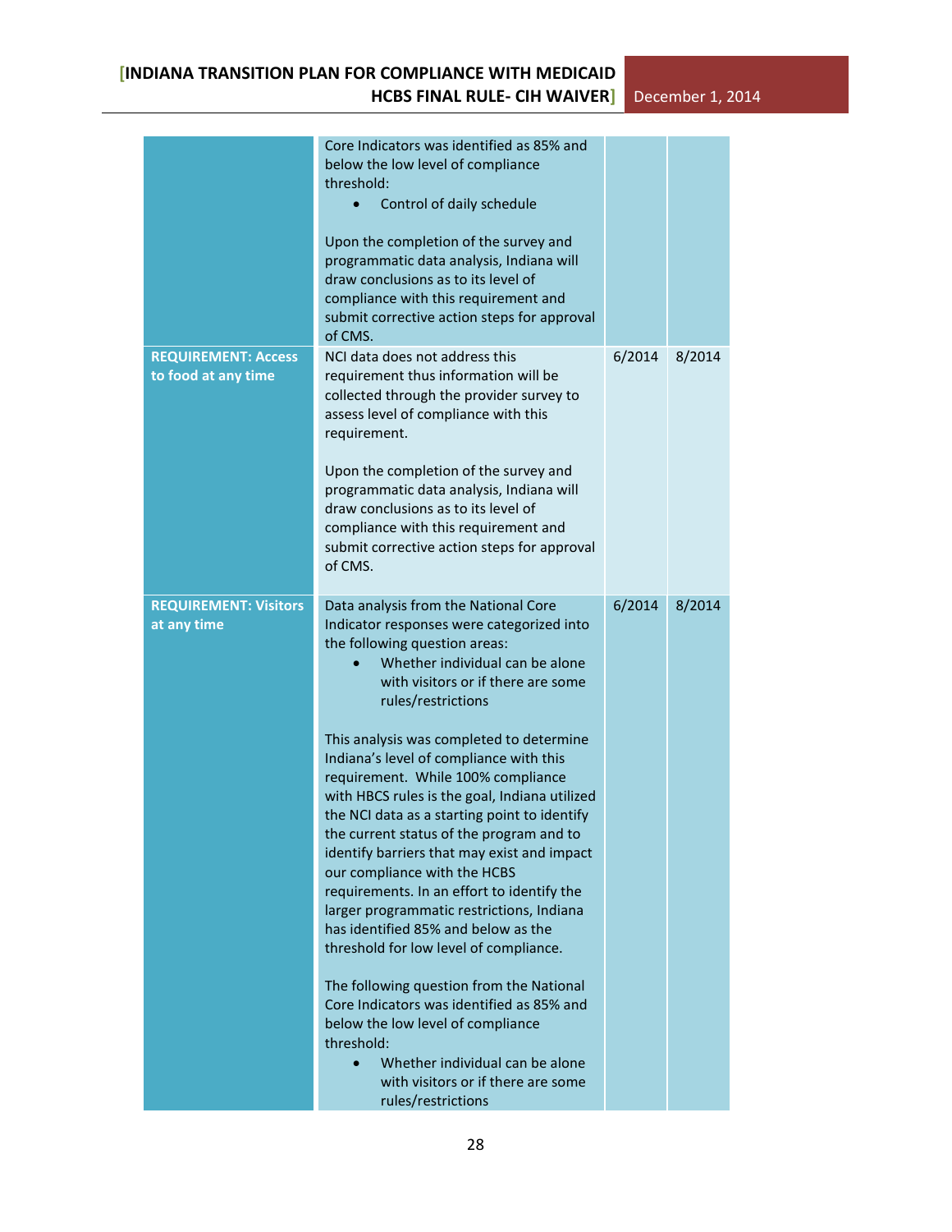| | | | |
|---|---|---|---|
| | Core Indicators was identified as 85% and below the low level of compliance threshold:<br>• Control of daily schedule<br><br>Upon the completion of the survey and programmatic data analysis, Indiana will draw conclusions as to its level of compliance with this requirement and submit corrective action steps for approval of CMS. | | |
| **REQUIREMENT: Access to food at any time** | NCI data does not address this requirement thus information will be collected through the provider survey to assess level of compliance with this requirement.<br><br>Upon the completion of the survey and programmatic data analysis, Indiana will draw conclusions as to its level of compliance with this requirement and submit corrective action steps for approval of CMS. | 6/2014 | 8/2014 |
| **REQUIREMENT: Visitors at any time** | Data analysis from the National Core Indicator responses were categorized into the following question areas:<br>• Whether individual can be alone with visitors or if there are some rules/restrictions<br><br>This analysis was completed to determine Indiana's level of compliance with this requirement. While 100% compliance with HBCS rules is the goal, Indiana utilized the NCI data as a starting point to identify the current status of the program and to identify barriers that may exist and impact our compliance with the HCBS requirements. In an effort to identify the larger programmatic restrictions, Indiana has identified 85% and below as the threshold for low level of compliance.<br><br>The following question from the National Core Indicators was identified as 85% and below the low level of compliance threshold:<br>• Whether individual can be alone with visitors or if there are some rules/restrictions | 6/2014 | 8/2014 |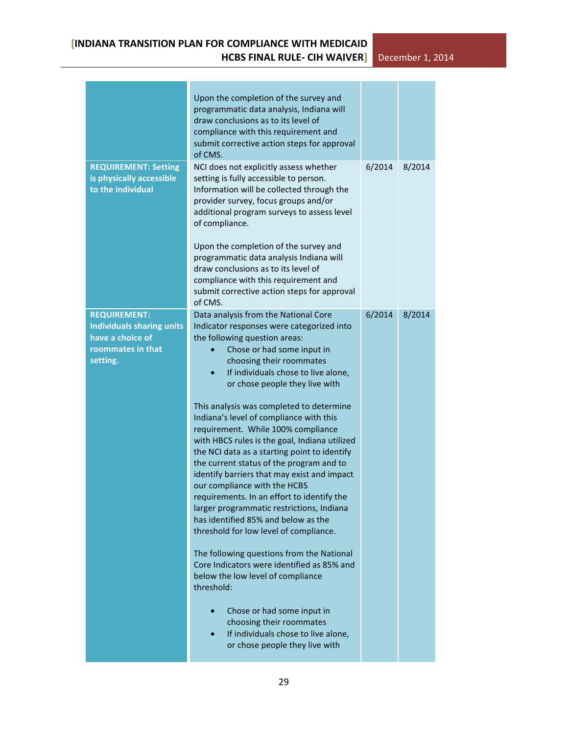| | | | |
|---|---|---|---|
| | Upon the completion of the survey and programmatic data analysis, Indiana will draw conclusions as to its level of compliance with this requirement and submit corrective action steps for approval of CMS. | | |
| **REQUIREMENT: Setting is physically accessible to the individual** | NCI does not explicitly assess whether setting is fully accessible to person. Information will be collected through the provider survey, focus groups and/or additional program surveys to assess level of compliance.<br><br>Upon the completion of the survey and programmatic data analysis Indiana will draw conclusions as to its level of compliance with this requirement and submit corrective action steps for approval of CMS. | 6/2014 | 8/2014 |
| **REQUIREMENT: Individuals sharing units have a choice of roommates in that setting.** | Data analysis from the National Core Indicator responses were categorized into the following question areas:<br>• Chose or had some input in choosing their roommates<br>• If individuals chose to live alone, or chose people they live with<br><br>This analysis was completed to determine Indiana's level of compliance with this requirement. While 100% compliance with HBCS rules is the goal, Indiana utilized the NCI data as a starting point to identify the current status of the program and to identify barriers that may exist and impact our compliance with the HCBS requirements. In an effort to identify the larger programmatic restrictions, Indiana has identified 85% and below as the threshold for low level of compliance.<br><br>The following questions from the National Core Indicators were identified as 85% and below the low level of compliance threshold:<br><br>• Chose or had some input in choosing their roommates<br>• If individuals chose to live alone, or chose people they live with | 6/2014 | 8/2014 |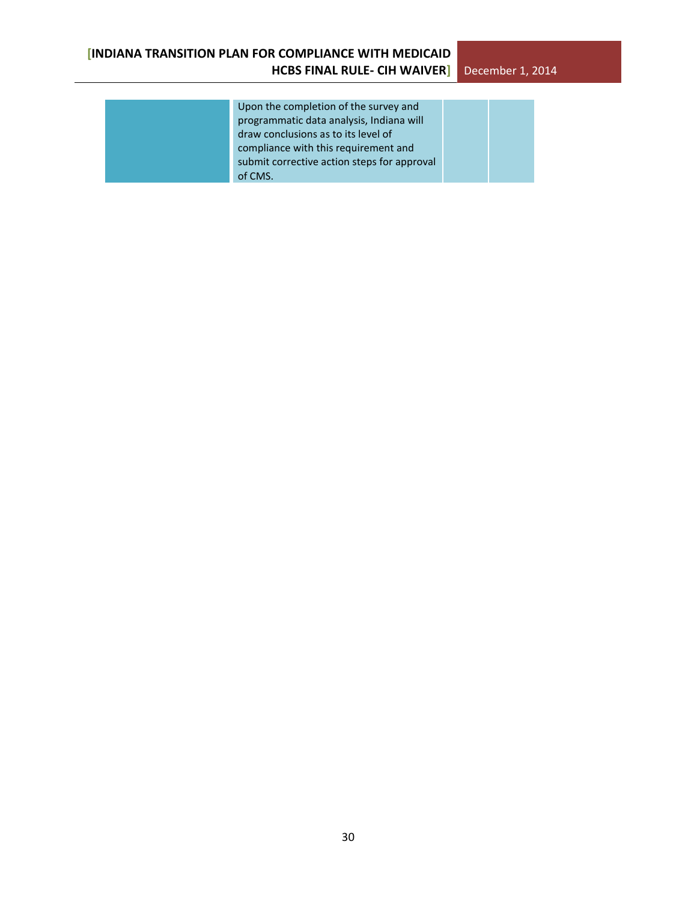| | | | |
|---|---|---|---|
| | Upon the completion of the survey and programmatic data analysis, Indiana will draw conclusions as to its level of compliance with this requirement and submit corrective action steps for approval of CMS. | | |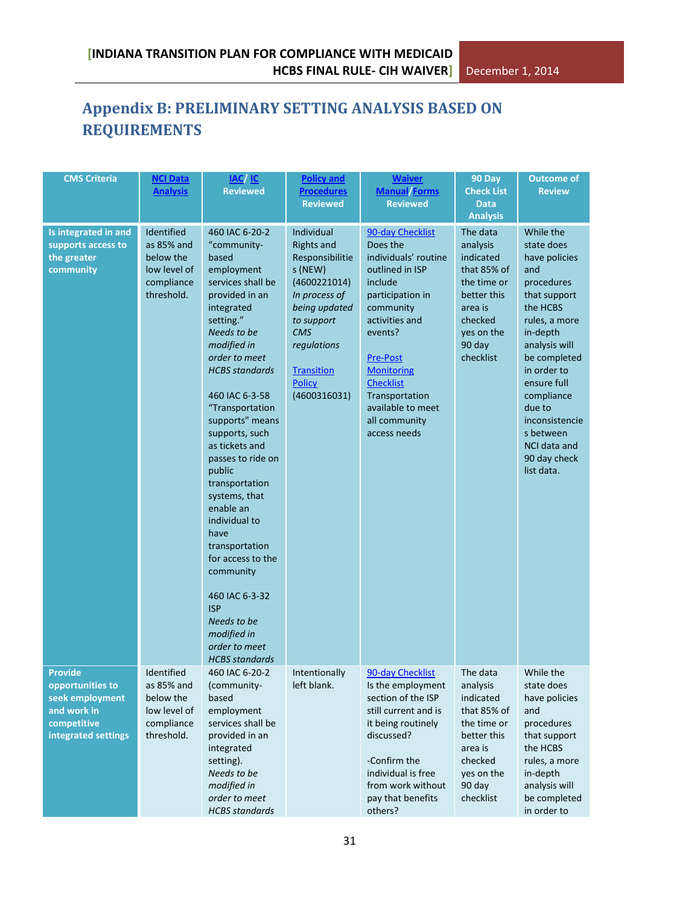## Appendix B: PRELIMINARY SETTING ANALYSIS BASED ON REQUIREMENTS

| CMS Criteria | NCI Data Analysis | IAC/ IC Reviewed | Policy and Procedures Reviewed | Waiver Manual/Forms Reviewed | 90 Day Check List Data Analysis | Outcome of Review |
|---|---|---|---|---|---|---|
| **Is integrated in and supports access to the greater community** | Identified as 85% and below the low level of compliance threshold. | 460 IAC 6-20-2 "community-based employment services shall be provided in an integrated setting." *Needs to be modified in order to meet HCBS standards*<br><br>460 IAC 6-3-58 "Transportation supports" means supports, such as tickets and passes to ride on public transportation systems, that enable an individual to have transportation for access to the community<br><br>460 IAC 6-3-32 ISP *Needs to be modified in order to meet HCBS standards* | Individual Rights and Responsibilities (NEW) (4600221014) *In process of being updated to support CMS regulations*<br><br>Transition Policy (4600316031) | 90-day Checklist Does the individuals' routine outlined in ISP include participation in community activities and events?<br><br>Pre-Post Monitoring Checklist Transportation available to meet all community access needs | The data analysis indicated that 85% of the time or better this area is checked yes on the 90 day checklist | While the state does have policies and procedures that support the HCBS rules, a more in-depth analysis will be completed in order to ensure full compliance due to inconsistencies between NCI data and 90 day check list data. |
| **Provide opportunities to seek employment and work in competitive integrated settings** | Identified as 85% and below the low level of compliance threshold. | 460 IAC 6-20-2 (community-based employment services shall be provided in an integrated setting). *Needs to be modified in order to meet HCBS standards* | Intentionally left blank. | 90-day Checklist Is the employment section of the ISP still current and is it being routinely discussed?<br><br>-Confirm the individual is free from work without pay that benefits others? | The data analysis indicated that 85% of the time or better this area is checked yes on the 90 day checklist | While the state does have policies and procedures that support the HCBS rules, a more in-depth analysis will be completed in order to |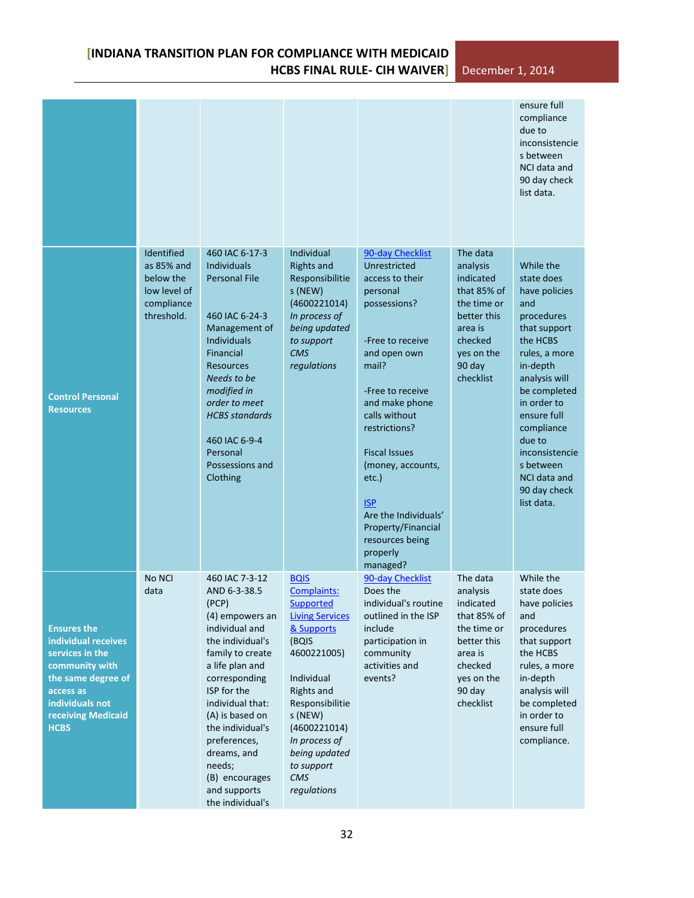| | | | | | | |
|---|---|---|---|---|---|---|
| | | | | | | ensure full compliance due to inconsistencies between NCI data and 90 day check list data. |
| **Control Personal Resources** | Identified as 85% and below the low level of compliance threshold. | 460 IAC 6-17-3 Individuals Personal File<br><br>460 IAC 6-24-3 Management of Individuals Financial Resources *Needs to be modified in order to meet HCBS standards*<br><br>460 IAC 6-9-4 Personal Possessions and Clothing | Individual Rights and Responsibilities (NEW) (4600221014) *In process of being updated to support CMS regulations* | 90-day Checklist Unrestricted access to their personal possessions?<br><br>-Free to receive and open own mail?<br><br>-Free to receive and make phone calls without restrictions?<br><br>Fiscal Issues (money, accounts, etc.)<br><br>ISP Are the Individuals' Property/Financial resources being properly managed? | The data analysis indicated that 85% of the time or better this area is checked yes on the 90 day checklist | While the state does have policies and procedures that support the HCBS rules, a more in-depth analysis will be completed in order to ensure full compliance due to inconsistencies between NCI data and 90 day check list data. |
| **Ensures the individual receives services in the community with the same degree of access as individuals not receiving Medicaid HCBS** | No NCI data | 460 IAC 7-3-12 AND 6-3-38.5 (PCP) (4) empowers an individual and the individual's family to create a life plan and corresponding ISP for the individual that: (A) is based on the individual's preferences, dreams, and needs; (B) encourages and supports the individual's | BQIS Complaints: Supported Living Services & Supports (BQIS 4600221005)<br><br>Individual Rights and Responsibilities (NEW) (4600221014) *In process of being updated to support CMS regulations* | 90-day Checklist Does the individual's routine outlined in the ISP include participation in community activities and events? | The data analysis indicated that 85% of the time or better this area is checked yes on the 90 day checklist | While the state does have policies and procedures that support the HCBS rules, a more in-depth analysis will be completed in order to ensure full compliance. |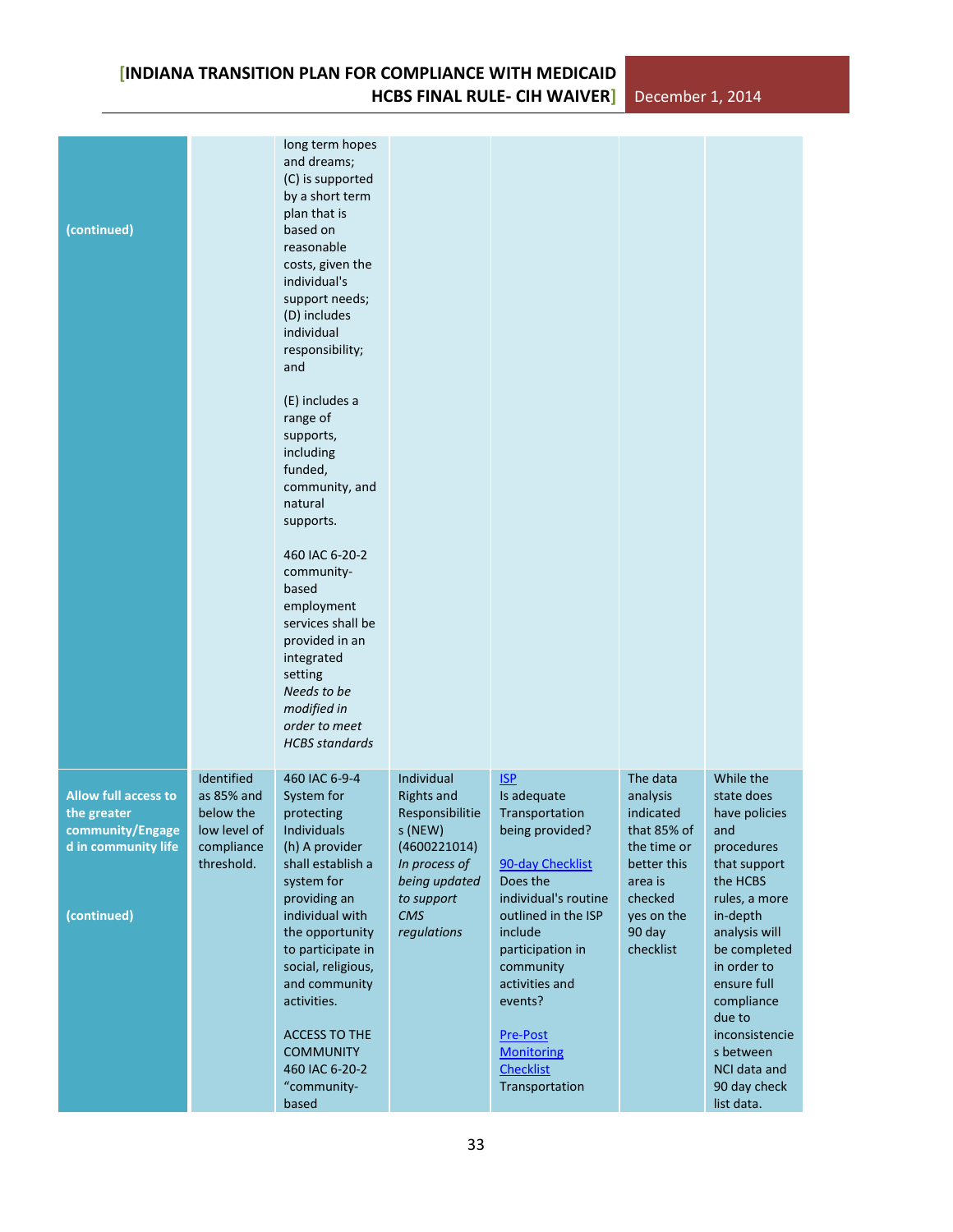| | | | | | | |
|---|---|---|---|---|---|---|
| **(continued)** | | long term hopes and dreams;<br>(C) is supported by a short term plan that is based on reasonable costs, given the individual's support needs;<br>(D) includes individual responsibility; and<br><br>(E) includes a range of supports, including funded, community, and natural supports.<br><br>460 IAC 6-20-2 community-based employment services shall be provided in an integrated setting<br>*Needs to be modified in order to meet HCBS standards* | | | | |
| **Allow full access to the greater community/Engaged in community life**<br><br>**(continued)** | Identified as 85% and below the low level of compliance threshold. | 460 IAC 6-9-4 System for protecting Individuals<br>(h) A provider shall establish a system for providing an individual with the opportunity to participate in social, religious, and community activities.<br><br>ACCESS TO THE COMMUNITY<br>460 IAC 6-20-2 "community-based | Individual Rights and Responsibilities (NEW) (4600221014)<br>*In process of being updated to support CMS regulations* | ISP<br>Is adequate Transportation being provided?<br><br>90-day Checklist<br>Does the individual's routine outlined in the ISP include participation in community activities and events?<br><br>Pre-Post Monitoring Checklist<br>Transportation | The data analysis indicated that 85% of the time or better this area is checked yes on the 90 day checklist | While the state does have policies and procedures that support the HCBS rules, a more in-depth analysis will be completed in order to ensure full compliance due to inconsistencies between NCI data and 90 day check list data. |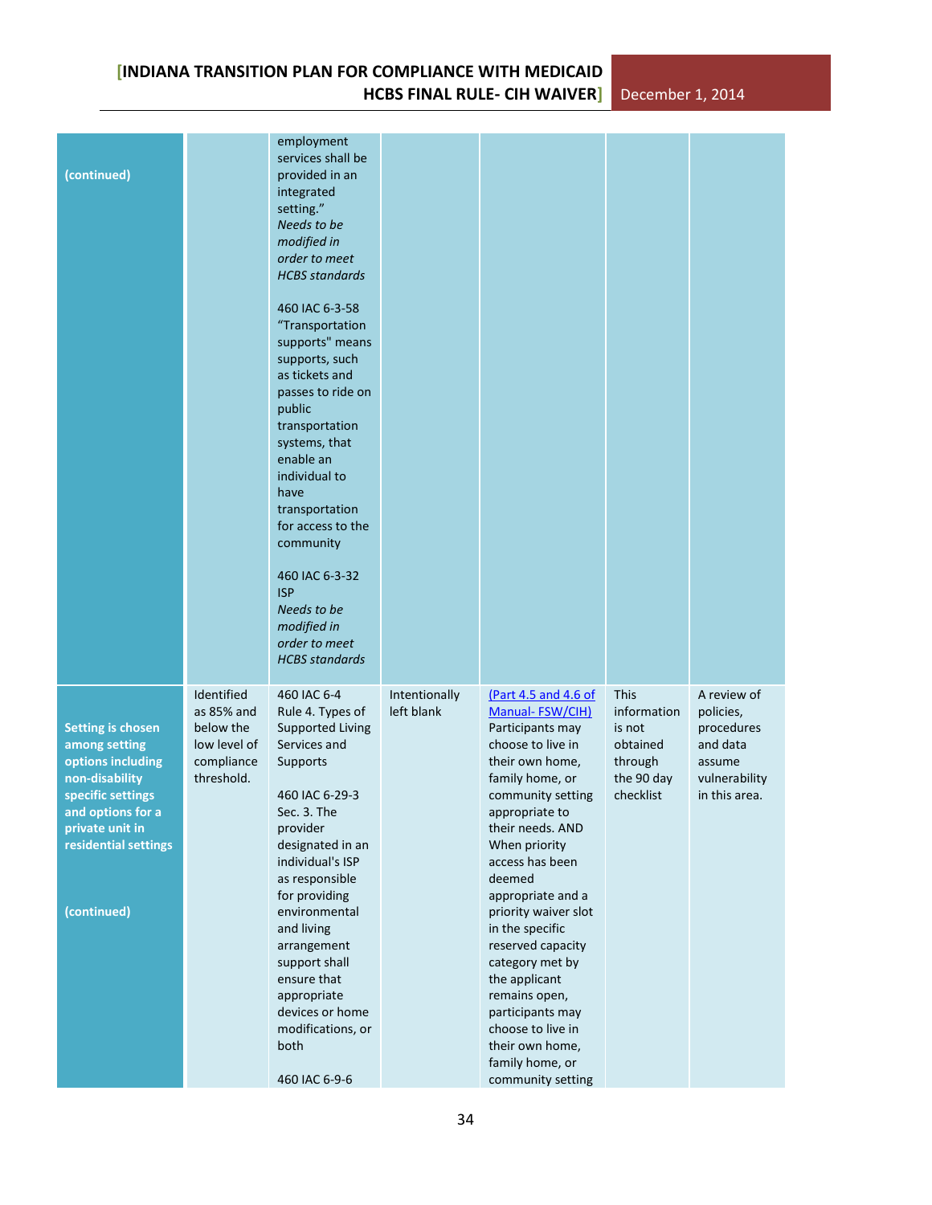| | | | | | | |
|---|---|---|---|---|---|---|
| **(continued)** | | employment services shall be provided in an integrated setting." *Needs to be modified in order to meet HCBS standards*<br><br>460 IAC 6-3-58 "Transportation supports" means supports, such as tickets and passes to ride on public transportation systems, that enable an individual to have transportation for access to the community<br><br>460 IAC 6-3-32 ISP *Needs to be modified in order to meet HCBS standards* | | | | |
| **Setting is chosen among setting options including non-disability specific settings and options for a private unit in residential settings**<br><br>**(continued)** | Identified as 85% and below the low level of compliance threshold. | 460 IAC 6-4 Rule 4. Types of Supported Living Services and Supports<br><br>460 IAC 6-29-3 Sec. 3. The provider designated in an individual's ISP as responsible for providing environmental and living arrangement support shall ensure that appropriate devices or home modifications, or both<br><br>460 IAC 6-9-6 | Intentionally left blank | (Part 4.5 and 4.6 of Manual- FSW/CIH) Participants may choose to live in their own home, family home, or community setting appropriate to their needs. AND When priority access has been deemed appropriate and a priority waiver slot in the specific reserved capacity category met by the applicant remains open, participants may choose to live in their own home, family home, or community setting | This information is not obtained through the 90 day checklist | A review of policies, procedures and data assume vulnerability in this area. |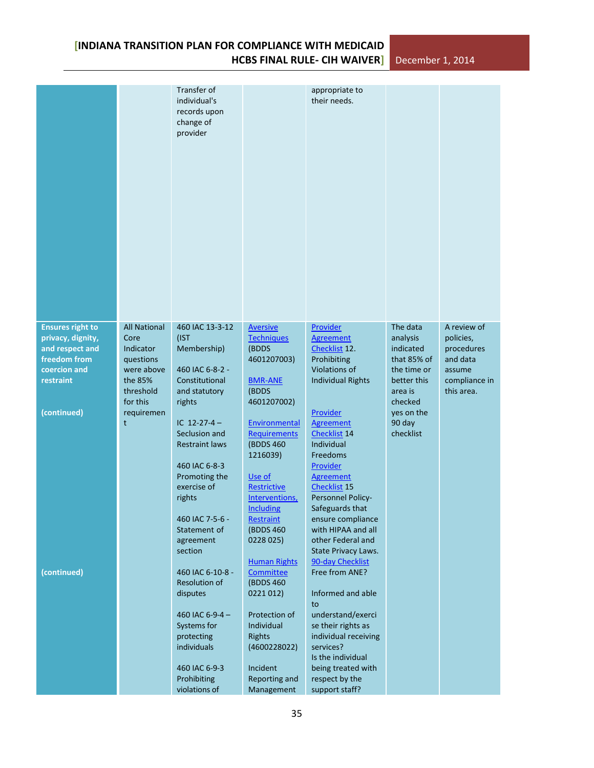| | | | | | | |
|---|---|---|---|---|---|---|
| | | Transfer of individual's records upon change of provider | | appropriate to their needs. | | |
| **Ensures right to privacy, dignity, and respect and freedom from coercion and restraint** **(continued)** **(continued)** | All National Core Indicator questions were above the 85% threshold for this requirement | 460 IAC 13-3-12 (IST Membership) 460 IAC 6-8-2 - Constitutional and statutory rights IC 12-27-4 – Seclusion and Restraint laws 460 IAC 6-8-3 Promoting the exercise of rights 460 IAC 7-5-6 - Statement of agreement section 460 IAC 6-10-8 - Resolution of disputes 460 IAC 6-9-4 – Systems for protecting individuals 460 IAC 6-9-3 Prohibiting violations of | Aversive Techniques (BDDS 4601207003) BMR-ANE (BDDS 4601207002) Environmental Requirements (BDDS 460 1216039) Use of Restrictive Interventions, Including Restraint (BDDS 460 0228 025) Human Rights Committee (BDDS 460 0221 012) Protection of Individual Rights (4600228022) Incident Reporting and Management | Provider Agreement Checklist 12. Prohibiting Violations of Individual Rights Provider Agreement Checklist 14 Individual Freedoms Provider Agreement Checklist 15 Personnel Policy-Safeguards that ensure compliance with HIPAA and all other Federal and State Privacy Laws. 90-day Checklist Free from ANE? Informed and able to understand/exercise their rights as individual receiving services? Is the individual being treated with respect by the support staff? | The data analysis indicated that 85% of the time or better this area is checked yes on the 90 day checklist | A review of policies, procedures and data assume compliance in this area. |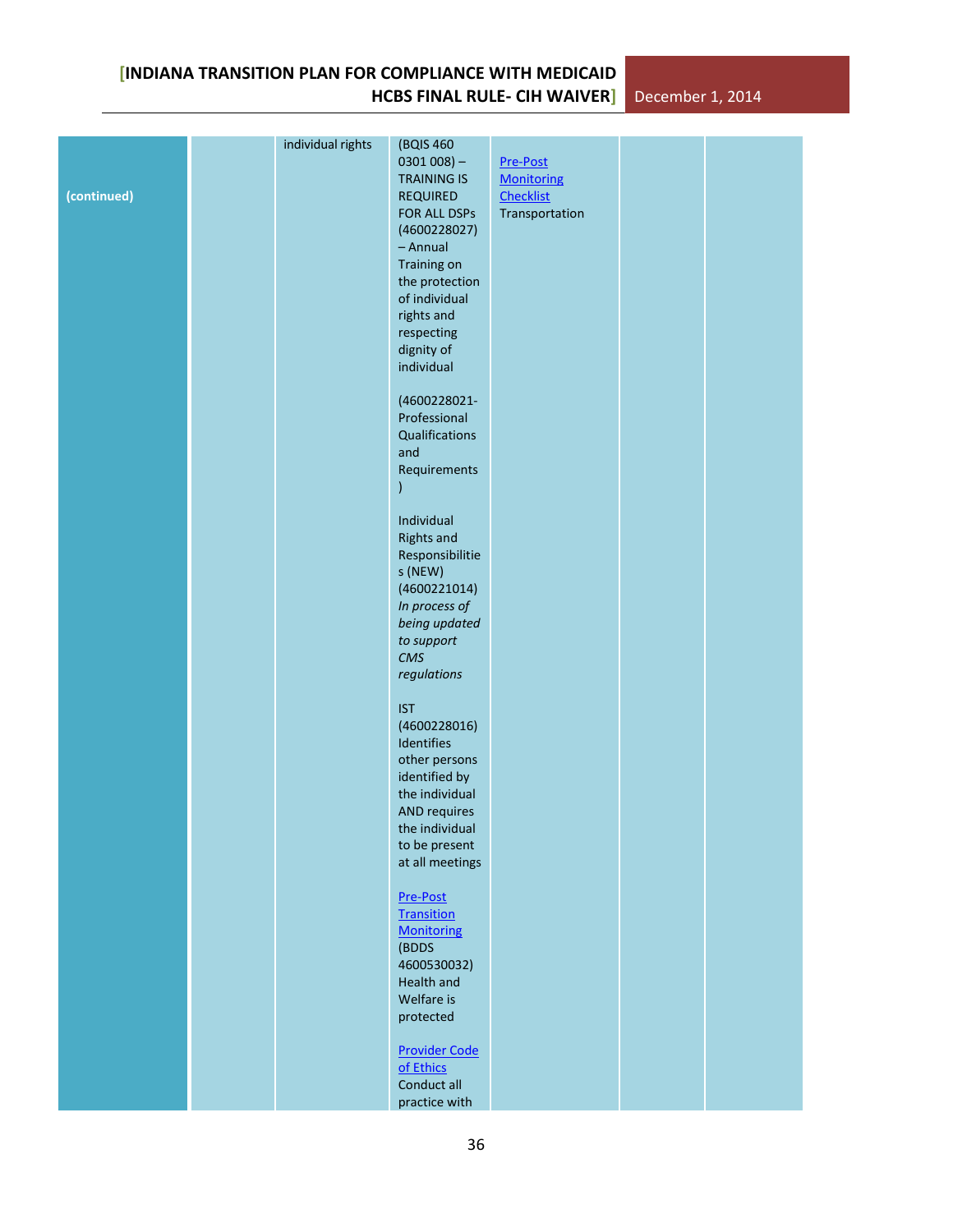| | | | | | | |
|---|---|---|---|---|---|---|
| **(continued)** | | individual rights | (BQIS 460 0301 008) – TRAINING IS REQUIRED FOR ALL DSPs (4600228027) – Annual Training on the protection of individual rights and respecting dignity of individual<br><br>(4600228021- Professional Qualifications and Requirements )<br><br>Individual Rights and Responsibilities (NEW) (4600221014) *In process of being updated to support CMS regulations*<br><br>IST (4600228016) Identifies other persons identified by the individual AND requires the individual to be present at all meetings<br><br>Pre-Post Transition Monitoring (BDDS 4600530032) Health and Welfare is protected<br><br>Provider Code of Ethics Conduct all practice with | Pre-Post Monitoring Checklist Transportation | | |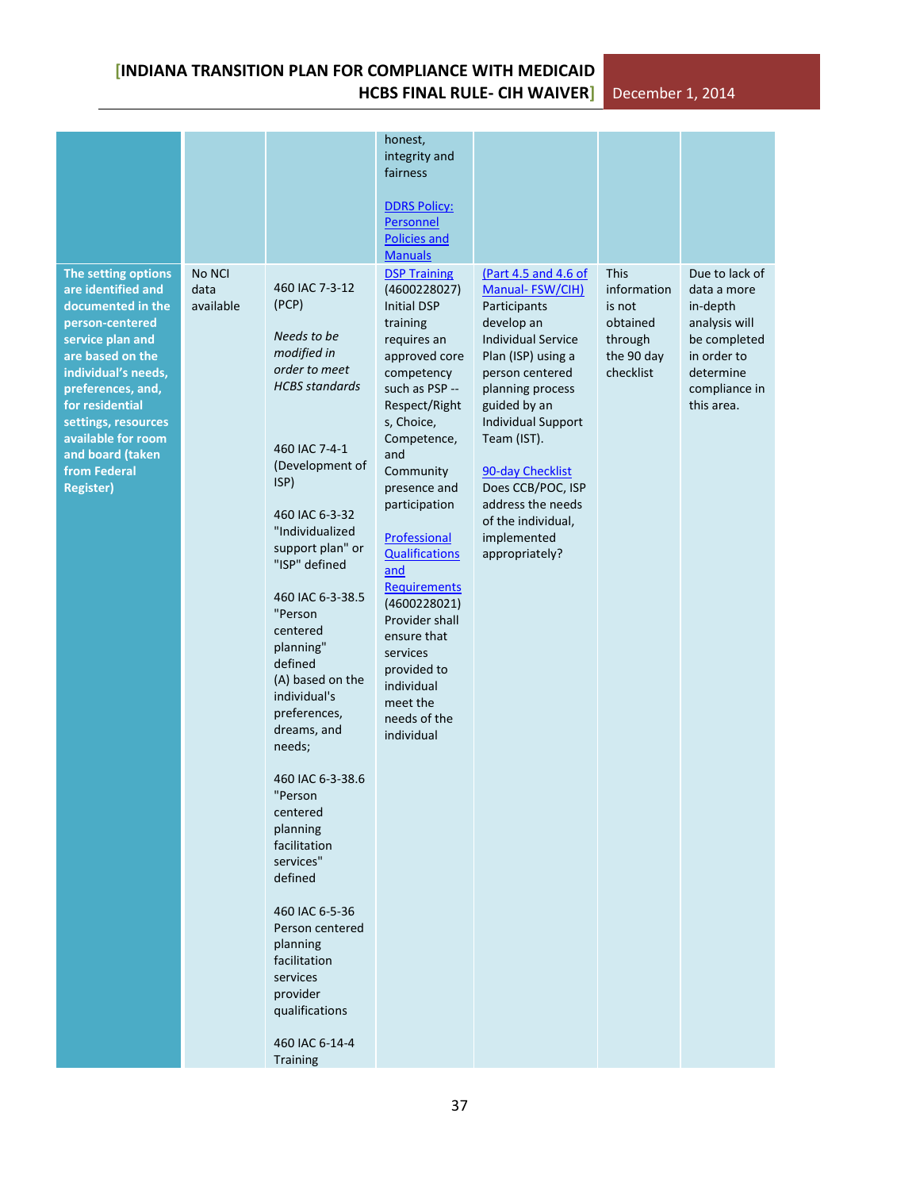| | | | | | | |
|---|---|---|---|---|---|---|
| | | | honest, integrity and fairness<br><br>DDRS Policy: Personnel Policies and Manuals | | | |
| **The setting options are identified and documented in the person-centered service plan and are based on the individual's needs, preferences, and, for residential settings, resources available for room and board (taken from Federal Register)** | No NCI data available | 460 IAC 7-3-12 (PCP)<br><br>*Needs to be modified in order to meet HCBS standards*<br><br>460 IAC 7-4-1 (Development of ISP)<br><br>460 IAC 6-3-32 "Individualized support plan" or "ISP" defined<br><br>460 IAC 6-3-38.5 "Person centered planning" defined (A) based on the individual's preferences, dreams, and needs;<br><br>460 IAC 6-3-38.6 "Person centered planning facilitation services" defined<br><br>460 IAC 6-5-36 Person centered planning facilitation services provider qualifications<br><br>460 IAC 6-14-4 Training | DSP Training (4600228027) Initial DSP training requires an approved core competency such as PSP -- Respect/Rights, Choice, Competence, and Community presence and participation<br><br>Professional Qualifications and Requirements (4600228021) Provider shall ensure that services provided to individual meet the needs of the individual | (Part 4.5 and 4.6 of Manual- FSW/CIH) Participants develop an Individual Service Plan (ISP) using a person centered planning process guided by an Individual Support Team (IST).<br><br>90-day Checklist Does CCB/POC, ISP address the needs of the individual, implemented appropriately? | This information is not obtained through the 90 day checklist | Due to lack of data a more in-depth analysis will be completed in order to determine compliance in this area. |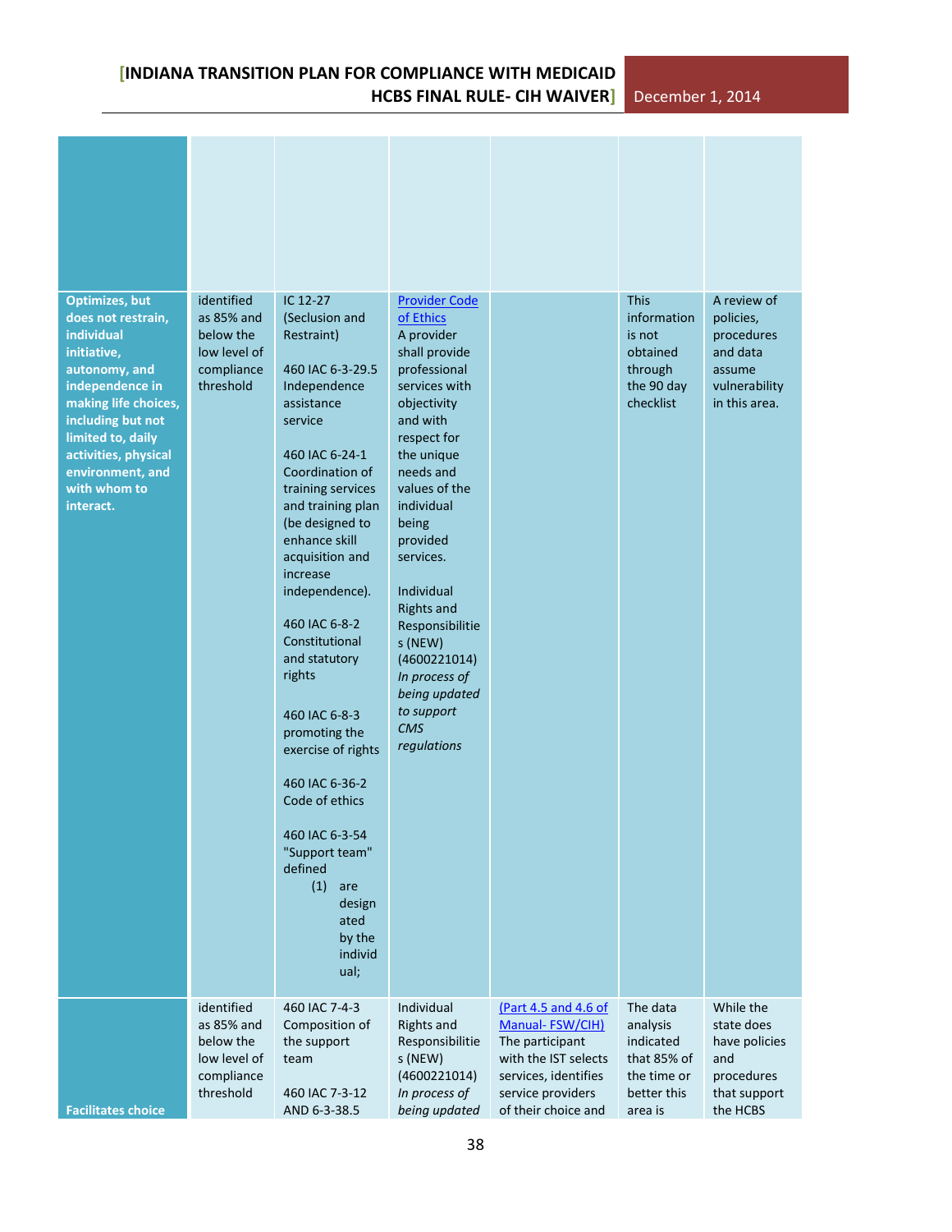| | | | | | | |
|---|---|---|---|---|---|---|
| | | | | | | |
| **Optimizes, but does not restrain, individual initiative, autonomy, and independence in making life choices, including but not limited to, daily activities, physical environment, and with whom to interact.** | identified as 85% and below the low level of compliance threshold | IC 12-27 (Seclusion and Restraint)<br><br>460 IAC 6-3-29.5 Independence assistance service<br><br>460 IAC 6-24-1 Coordination of training services and training plan (be designed to enhance skill acquisition and increase independence).<br><br>460 IAC 6-8-2 Constitutional and statutory rights<br><br>460 IAC 6-8-3 promoting the exercise of rights<br><br>460 IAC 6-36-2 Code of ethics<br><br>460 IAC 6-3-54 "Support team" defined<br>(1) are designated by the individual; | Provider Code of Ethics<br>A provider shall provide professional services with objectivity and with respect for the unique needs and values of the individual being provided services.<br><br>Individual Rights and Responsibilities (NEW) (4600221014) *In process of being updated to support CMS regulations* | | This information is not obtained through the 90 day checklist | A review of policies, procedures and data assume vulnerability in this area. |
| **Facilitates choice** | identified as 85% and below the low level of compliance threshold | 460 IAC 7-4-3 Composition of the support team<br><br>460 IAC 7-3-12 AND 6-3-38.5 | Individual Rights and Responsibilities (NEW) (4600221014) *In process of being updated* | (Part 4.5 and 4.6 of Manual- FSW/CIH)<br>The participant with the IST selects services, identifies service providers of their choice and | The data analysis indicated that 85% of the time or better this area is | While the state does have policies and procedures that support the HCBS |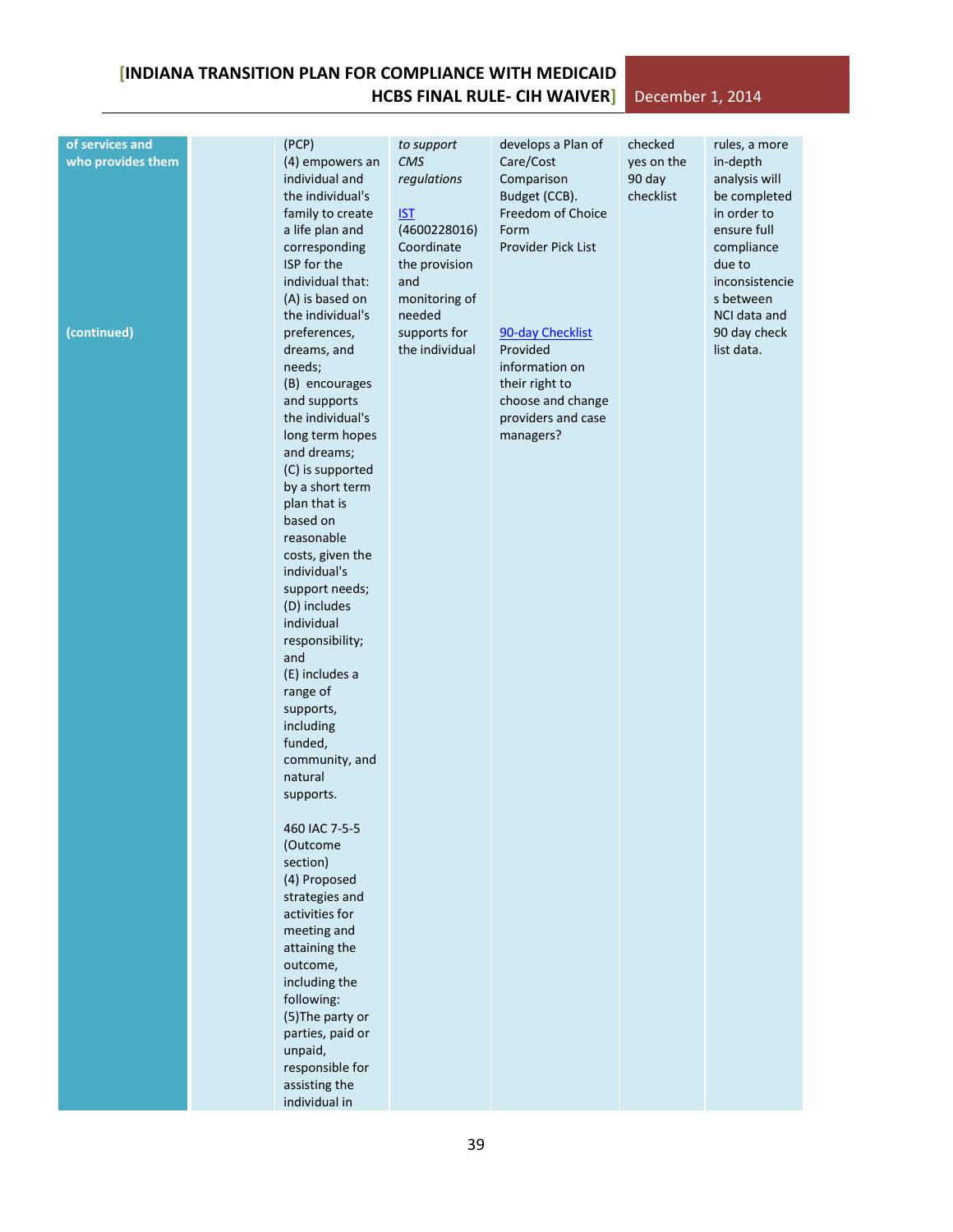| | | | | | | |
|---|---|---|---|---|---|---|
| **of services and who provides them** <br><br> **(continued)** | | (PCP)<br>(4) empowers an individual and the individual's family to create a life plan and corresponding ISP for the individual that:<br>(A) is based on the individual's preferences, dreams, and needs;<br>(B) encourages and supports the individual's long term hopes and dreams;<br>(C) is supported by a short term plan that is based on reasonable costs, given the individual's support needs;<br>(D) includes individual responsibility; and<br>(E) includes a range of supports, including funded, community, and natural supports.<br><br>460 IAC 7-5-5 (Outcome section)<br>(4) Proposed strategies and activities for meeting and attaining the outcome, including the following:<br>(5)The party or parties, paid or unpaid, responsible for assisting the individual in | *to support CMS regulations*<br><br>IST (4600228016) Coordinate the provision and monitoring of needed supports for the individual | develops a Plan of Care/Cost Comparison Budget (CCB).<br>Freedom of Choice Form<br>Provider Pick List<br><br>90-day Checklist<br>Provided information on their right to choose and change providers and case managers? | checked yes on the 90 day checklist | rules, a more in-depth analysis will be completed in order to ensure full compliance due to inconsistencies between NCI data and 90 day check list data. |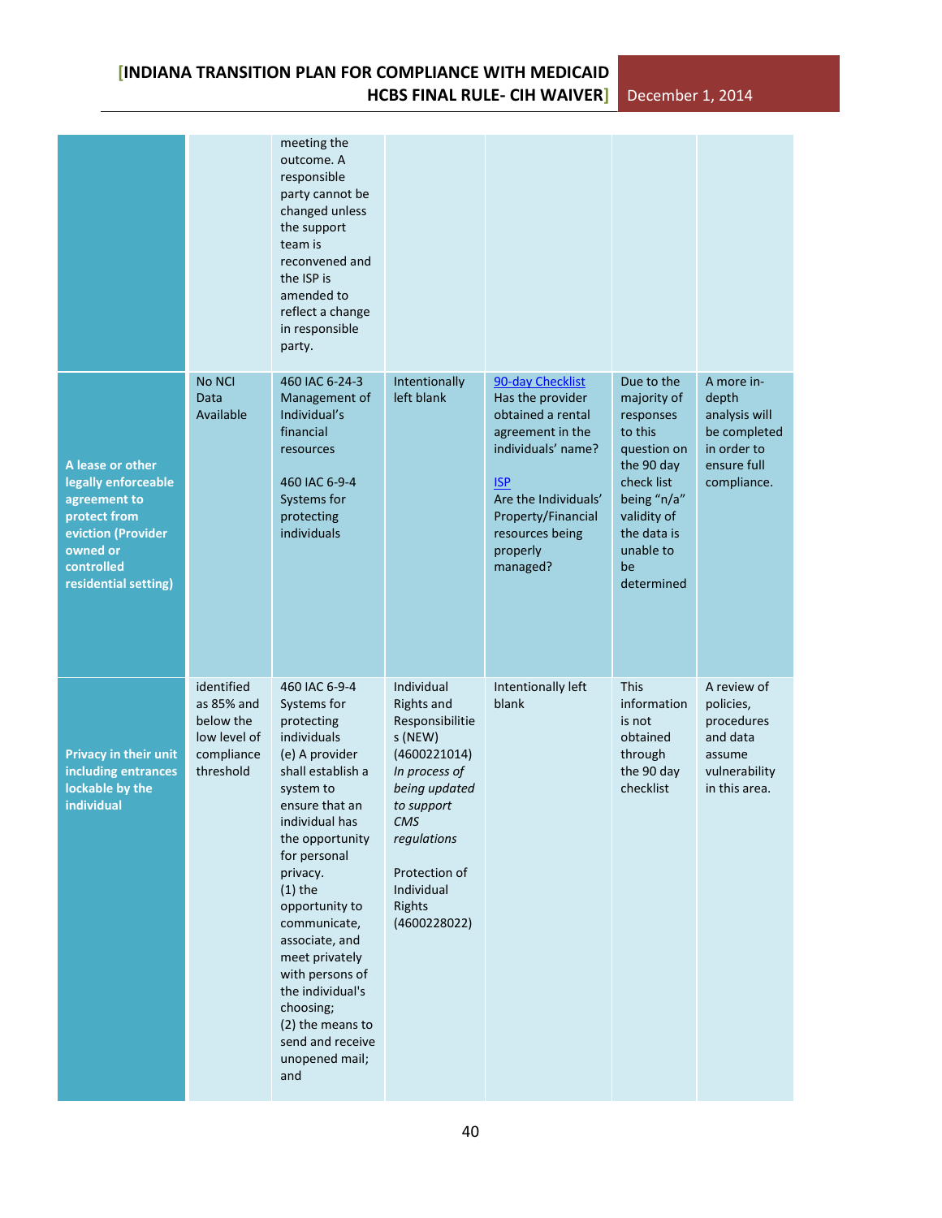| | | | | | | |
|---|---|---|---|---|---|---|
| | | meeting the outcome. A responsible party cannot be changed unless the support team is reconvened and the ISP is amended to reflect a change in responsible party. | | | | |
| **A lease or other legally enforceable agreement to protect from eviction (Provider owned or controlled residential setting)** | No NCI Data Available | 460 IAC 6-24-3 Management of Individual's financial resources<br><br>460 IAC 6-9-4 Systems for protecting individuals | Intentionally left blank | 90-day Checklist<br>Has the provider obtained a rental agreement in the individuals' name?<br><br>ISP<br>Are the Individuals' Property/Financial resources being properly managed? | Due to the majority of responses to this question on the 90 day check list being "n/a" validity of the data is unable to be determined | A more in-depth analysis will be completed in order to ensure full compliance. |
| **Privacy in their unit including entrances lockable by the individual** | identified as 85% and below the low level of compliance threshold | 460 IAC 6-9-4 Systems for protecting individuals<br>(e) A provider shall establish a system to ensure that an individual has the opportunity for personal privacy.<br>(1) the opportunity to communicate, associate, and meet privately with persons of the individual's choosing;<br>(2) the means to send and receive unopened mail; and | Individual Rights and Responsibilities (NEW) (4600221014) *In process of being updated to support CMS regulations*<br><br>Protection of Individual Rights (4600228022) | Intentionally left blank | This information is not obtained through the 90 day checklist | A review of policies, procedures and data assume vulnerability in this area. |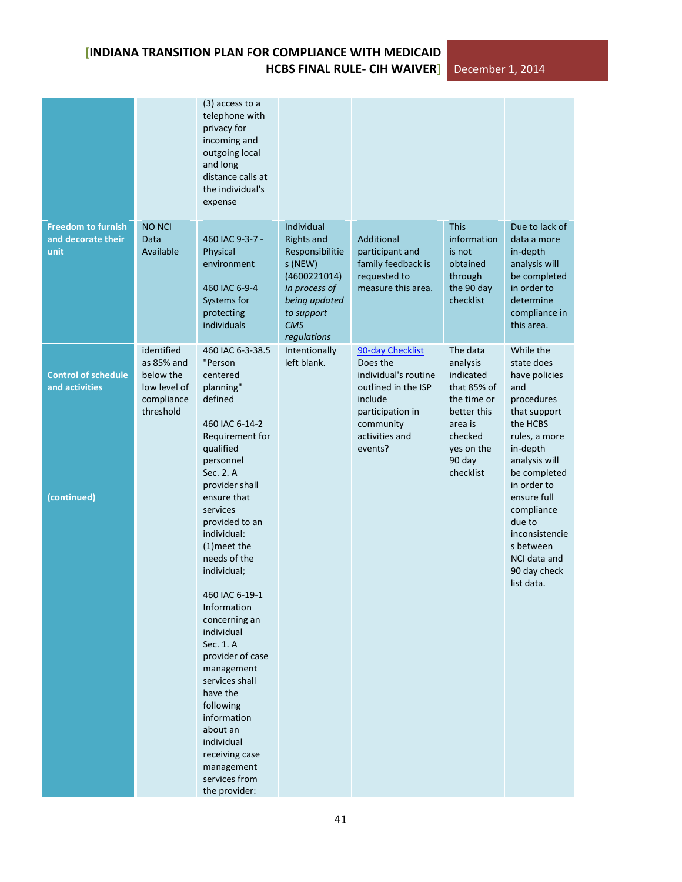| | | | | | | |
|---|---|---|---|---|---|---|
| | | (3) access to a telephone with privacy for incoming and outgoing local and long distance calls at the individual's expense | | | | |
| **Freedom to furnish and decorate their unit** | NO NCI Data Available | 460 IAC 9-3-7 - Physical environment<br><br>460 IAC 6-9-4 Systems for protecting individuals | Individual Rights and Responsibilities (NEW) (4600221014) *In process of being updated to support CMS regulations* | Additional participant and family feedback is requested to measure this area. | This information is not obtained through the 90 day checklist | Due to lack of data a more in-depth analysis will be completed in order to determine compliance in this area. |
| **Control of schedule and activities**<br><br>**(continued)** | identified as 85% and below the low level of compliance threshold | 460 IAC 6-3-38.5 "Person centered planning" defined<br><br>460 IAC 6-14-2 Requirement for qualified personnel Sec. 2. A provider shall ensure that services provided to an individual: (1)meet the needs of the individual;<br><br>460 IAC 6-19-1 Information concerning an individual Sec. 1. A provider of case management services shall have the following information about an individual receiving case management services from the provider: | Intentionally left blank. | 90-day Checklist Does the individual's routine outlined in the ISP include participation in community activities and events? | The data analysis indicated that 85% of the time or better this area is checked yes on the 90 day checklist | While the state does have policies and procedures that support the HCBS rules, a more in-depth analysis will be completed in order to ensure full compliance due to inconsistencies between NCI data and 90 day check list data. |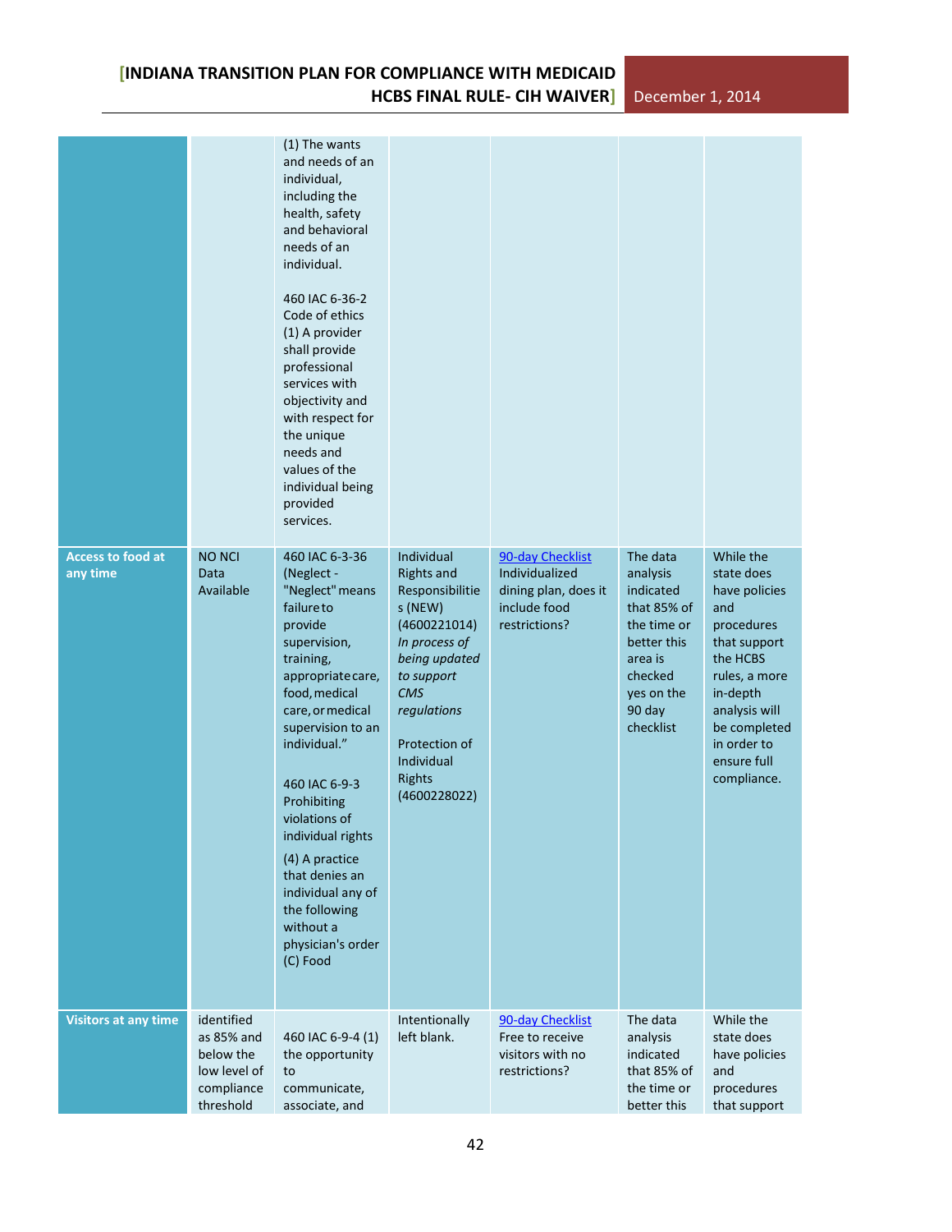| | | | | | | |
|---|---|---|---|---|---|---|
| | | (1) The wants and needs of an individual, including the health, safety and behavioral needs of an individual.<br><br>460 IAC 6-36-2 Code of ethics (1) A provider shall provide professional services with objectivity and with respect for the unique needs and values of the individual being provided services. | | | | |
| **Access to food at any time** | NO NCI Data Available | 460 IAC 6-3-36 (Neglect - "Neglect" means failure to provide supervision, training, appropriate care, food, medical care, or medical supervision to an individual."<br><br>460 IAC 6-9-3 Prohibiting violations of individual rights<br><br>(4) A practice that denies an individual any of the following without a physician's order (C) Food | Individual Rights and Responsibilities (NEW) (4600221014) *In process of being updated to support CMS regulations*<br><br>Protection of Individual Rights (4600228022) | 90-day Checklist Individualized dining plan, does it include food restrictions? | The data analysis indicated that 85% of the time or better this area is checked yes on the 90 day checklist | While the state does have policies and procedures that support the HCBS rules, a more in-depth analysis will be completed in order to ensure full compliance. |
| **Visitors at any time** | identified as 85% and below the low level of compliance threshold | 460 IAC 6-9-4 (1) the opportunity to communicate, associate, and | Intentionally left blank. | 90-day Checklist Free to receive visitors with no restrictions? | The data analysis indicated that 85% of the time or better this | While the state does have policies and procedures that support |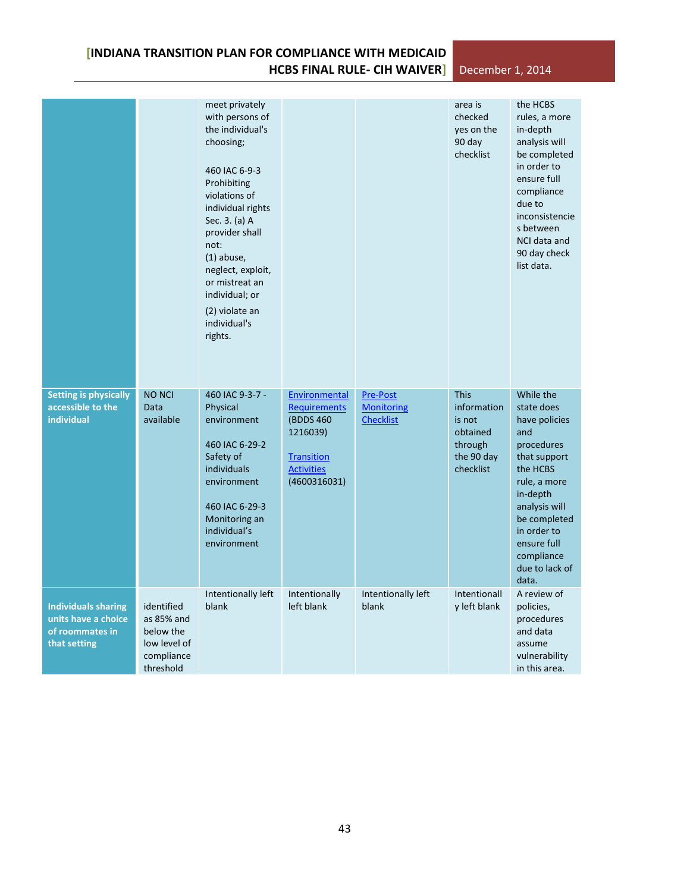| | | | | | | |
|---|---|---|---|---|---|---|
| | | meet privately with persons of the individual's choosing; 460 IAC 6-9-3 Prohibiting violations of individual rights Sec. 3. (a) A provider shall not: (1) abuse, neglect, exploit, or mistreat an individual; or (2) violate an individual's rights. | | | area is checked yes on the 90 day checklist | the HCBS rules, a more in-depth analysis will be completed in order to ensure full compliance due to inconsistencies between NCI data and 90 day check list data. |
| **Setting is physically accessible to the individual** | NO NCI Data available | 460 IAC 9-3-7 - Physical environment 460 IAC 6-29-2 Safety of individuals environment 460 IAC 6-29-3 Monitoring an individual's environment | Environmental Requirements (BDDS 460 1216039) Transition Activities (4600316031) | Pre-Post Monitoring Checklist | This information is not obtained through the 90 day checklist | While the state does have policies and procedures that support the HCBS rule, a more in-depth analysis will be completed in order to ensure full compliance due to lack of data. |
| **Individuals sharing units have a choice of roommates in that setting** | identified as 85% and below the low level of compliance threshold | Intentionally left blank | Intentionally left blank | Intentionally left blank | Intentionally left blank | A review of policies, procedures and data assume vulnerability in this area. |